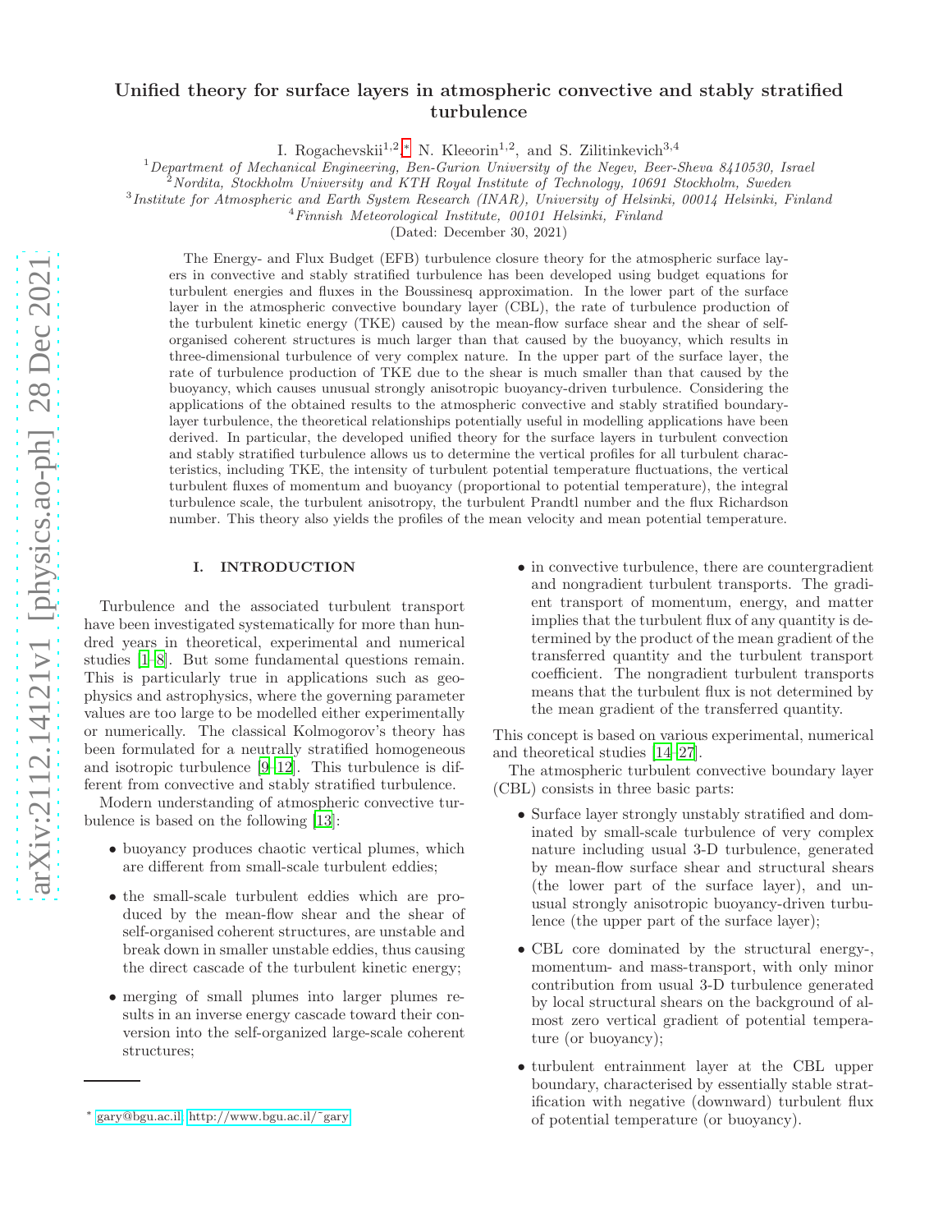# Unified theory for surface layers in atmospheric convective and stably stratified turbulence

I. Rogachevskii[1,2,*], N. Kleeorin[1,2], and S. Zilitinkevich[3,4]

[1] *Department of Mechanical Engineering, Ben-Gurion University of the Negev, Beer-Sheva 8410530, Israel*
[2] *Nordita, Stockholm University and KTH Royal Institute of Technology, 10691 Stockholm, Sweden*
[3] *Institute for Atmospheric and Earth System Research (INAR), University of Helsinki, 00014 Helsinki, Finland*
[4] *Finnish Meteorological Institute, 00101 Helsinki, Finland*

(Dated: December 30, 2021)

The Energy- and Flux Budget (EFB) turbulence closure theory for the atmospheric surface layers in convective and stably stratified turbulence has been developed using budget equations for turbulent energies and fluxes in the Boussinesq approximation. In the lower part of the surface layer in the atmospheric convective boundary layer (CBL), the rate of turbulence production of the turbulent kinetic energy (TKE) caused by the mean-flow surface shear and the shear of self-organised coherent structures is much larger than that caused by the buoyancy, which results in three-dimensional turbulence of very complex nature. In the upper part of the surface layer, the rate of turbulence production of TKE due to the shear is much smaller than that caused by the buoyancy, which causes unusual strongly anisotropic buoyancy-driven turbulence. Considering the applications of the obtained results to the atmospheric convective and stably stratified boundary-layer turbulence, the theoretical relationships potentially useful in modelling applications have been derived. In particular, the developed unified theory for the surface layers in turbulent convection and stably stratified turbulence allows us to determine the vertical profiles for all turbulent characteristics, including TKE, the intensity of turbulent potential temperature fluctuations, the vertical turbulent fluxes of momentum and buoyancy (proportional to potential temperature), the integral turbulence scale, the turbulent anisotropy, the turbulent Prandtl number and the flux Richardson number. This theory also yields the profiles of the mean velocity and mean potential temperature.

## I. INTRODUCTION

Turbulence and the associated turbulent transport have been investigated systematically for more than hundred years in theoretical, experimental and numerical studies [1–8]. But some fundamental questions remain. This is particularly true in applications such as geophysics and astrophysics, where the governing parameter values are too large to be modelled either experimentally or numerically. The classical Kolmogorov's theory has been formulated for a neutrally stratified homogeneous and isotropic turbulence [9–12]. This turbulence is different from convective and stably stratified turbulence.

Modern understanding of atmospheric convective turbulence is based on the following [13]:

- buoyancy produces chaotic vertical plumes, which are different from small-scale turbulent eddies;
- the small-scale turbulent eddies which are produced by the mean-flow shear and the shear of self-organised coherent structures, are unstable and break down in smaller unstable eddies, thus causing the direct cascade of the turbulent kinetic energy;
- merging of small plumes into larger plumes results in an inverse energy cascade toward their conversion into the self-organized large-scale coherent structures;
- in convective turbulence, there are countergradient and nongradient turbulent transports. The gradient transport of momentum, energy, and matter implies that the turbulent flux of any quantity is determined by the product of the mean gradient of the transferred quantity and the turbulent transport coefficient. The nongradient turbulent transports means that the turbulent flux is not determined by the mean gradient of the transferred quantity.

This concept is based on various experimental, numerical and theoretical studies [14–27].

The atmospheric turbulent convective boundary layer (CBL) consists in three basic parts:

- Surface layer strongly unstably stratified and dominated by small-scale turbulence of very complex nature including usual 3-D turbulence, generated by mean-flow surface shear and structural shears (the lower part of the surface layer), and unusual strongly anisotropic buoyancy-driven turbulence (the upper part of the surface layer);
- CBL core dominated by the structural energy-, momentum- and mass-transport, with only minor contribution from usual 3-D turbulence generated by local structural shears on the background of almost zero vertical gradient of potential temperature (or buoyancy);
- turbulent entrainment layer at the CBL upper boundary, characterised by essentially stable stratification with negative (downward) turbulent flux of potential temperature (or buoyancy).

[*] gary@bgu.ac.il; http://www.bgu.ac.il/~gary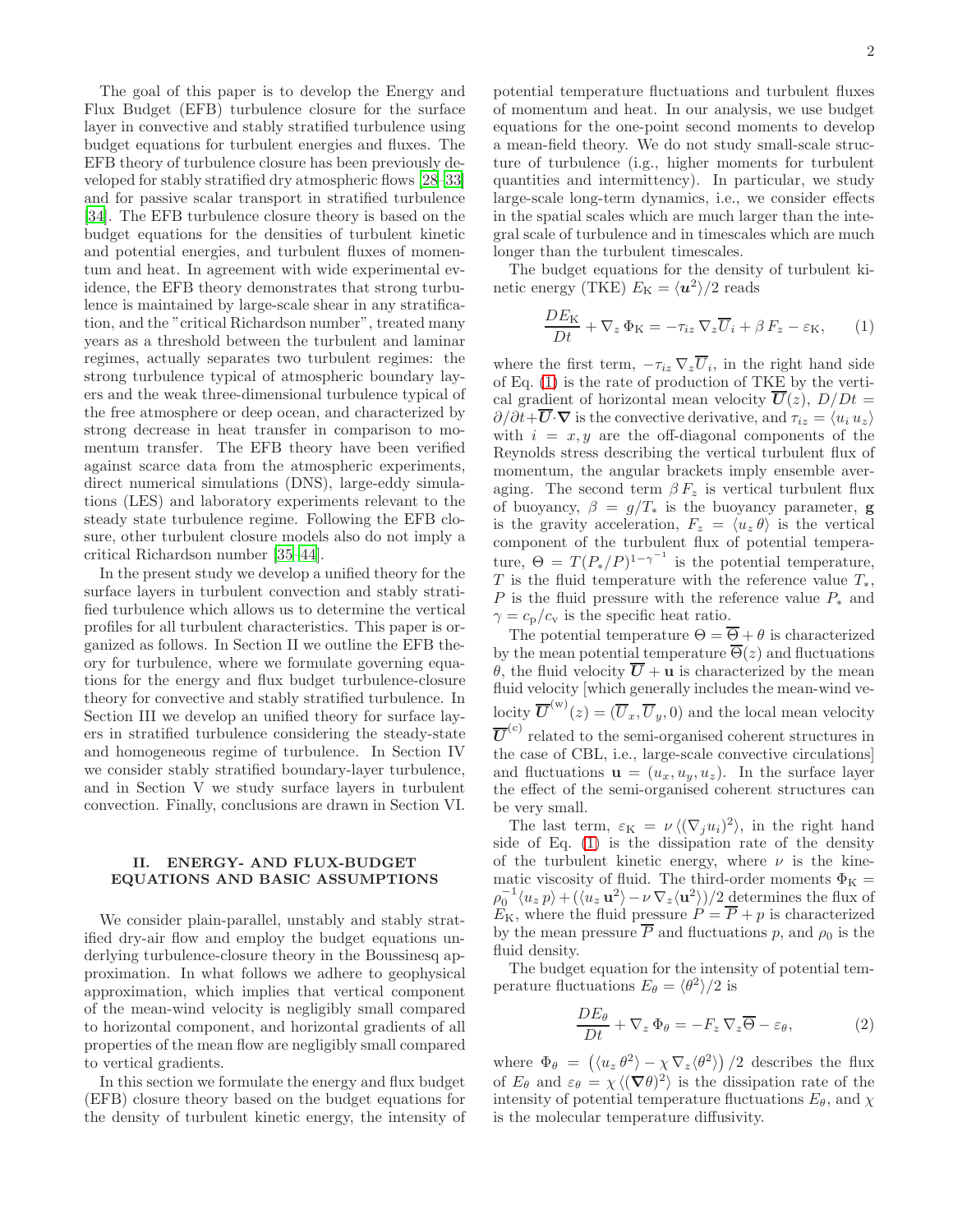The goal of this paper is to develop the Energy and Flux Budget (EFB) turbulence closure for the surface layer in convective and stably stratified turbulence using budget equations for turbulent energies and fluxes. The EFB theory of turbulence closure has been previously developed for stably stratified dry atmospheric flows [28–33] and for passive scalar transport in stratified turbulence [34]. The EFB turbulence closure theory is based on the budget equations for the densities of turbulent kinetic and potential energies, and turbulent fluxes of momentum and heat. In agreement with wide experimental evidence, the EFB theory demonstrates that strong turbulence is maintained by large-scale shear in any stratification, and the "critical Richardson number", treated many years as a threshold between the turbulent and laminar regimes, actually separates two turbulent regimes: the strong turbulence typical of atmospheric boundary layers and the weak three-dimensional turbulence typical of the free atmosphere or deep ocean, and characterized by strong decrease in heat transfer in comparison to momentum transfer. The EFB theory have been verified against scarce data from the atmospheric experiments, direct numerical simulations (DNS), large-eddy simulations (LES) and laboratory experiments relevant to the steady state turbulence regime. Following the EFB closure, other turbulent closure models also do not imply a critical Richardson number [35–44].

In the present study we develop a unified theory for the surface layers in turbulent convection and stably stratified turbulence which allows us to determine the vertical profiles for all turbulent characteristics. This paper is organized as follows. In Section II we outline the EFB theory for turbulence, where we formulate governing equations for the energy and flux budget turbulence-closure theory for convective and stably stratified turbulence. In Section III we develop an unified theory for surface layers in stratified turbulence considering the steady-state and homogeneous regime of turbulence. In Section IV we consider stably stratified boundary-layer turbulence, and in Section V we study surface layers in turbulent convection. Finally, conclusions are drawn in Section VI.

## II. ENERGY- AND FLUX-BUDGET EQUATIONS AND BASIC ASSUMPTIONS

We consider plain-parallel, unstably and stably stratified dry-air flow and employ the budget equations underlying turbulence-closure theory in the Boussinesq approximation. In what follows we adhere to geophysical approximation, which implies that vertical component of the mean-wind velocity is negligibly small compared to horizontal component, and horizontal gradients of all properties of the mean flow are negligibly small compared to vertical gradients.

In this section we formulate the energy and flux budget (EFB) closure theory based on the budget equations for the density of turbulent kinetic energy, the intensity of potential temperature fluctuations and turbulent fluxes of momentum and heat. In our analysis, we use budget equations for the one-point second moments to develop a mean-field theory. We do not study small-scale structure of turbulence (e.g., higher moments for turbulent quantities and intermittency). In particular, we study large-scale long-term dynamics, i.e., we consider effects in the spatial scales which are much larger than the integral scale of turbulence and in timescales which are much longer than the turbulent timescales.

The budget equations for the density of turbulent kinetic energy (TKE) $E_{\rm K} = \langle \boldsymbol{u}^2 \rangle /2$ reads

$$\frac{DE_{\rm K}}{Dt} + \nabla_z \, \Phi_{\rm K} = -\tau_{iz} \, \nabla_z \overline{U}_i + \beta \, F_z - \varepsilon_{\rm K}, \qquad (1)$$

where the first term, $-\tau_{iz} \, \nabla_z \overline{U}_i$, in the right hand side of Eq. (1) is the rate of production of TKE by the vertical gradient of horizontal mean velocity $\overline{\boldsymbol{U}}(z)$, $D/Dt = \partial/\partial t + \overline{\boldsymbol{U}} \cdot \boldsymbol{\nabla}$ is the convective derivative, and $\tau_{iz} = \langle u_i \, u_z \rangle$ with $i = x, y$ are the off-diagonal components of the Reynolds stress describing the vertical turbulent flux of momentum, the angular brackets imply ensemble averaging. The second term $\beta \, F_z$ is vertical turbulent flux of buoyancy, $\beta = g/T_*$ is the buoyancy parameter, $\mathbf{g}$ is the gravity acceleration, $F_z = \langle u_z \, \theta \rangle$ is the vertical component of the turbulent flux of potential temperature, $\Theta = T (P_*/P)^{1-\gamma^{-1}}$ is the potential temperature, $T$ is the fluid temperature with the reference value $T_*$, $P$ is the fluid pressure with the reference value $P_*$ and $\gamma = c_{\rm p}/c_{\rm v}$ is the specific heat ratio.

The potential temperature $\Theta = \overline{\Theta} + \theta$ is characterized by the mean potential temperature $\overline{\Theta}(z)$ and fluctuations $\theta$, the fluid velocity $\overline{\boldsymbol{U}} + \mathbf{u}$ is characterized by the mean fluid velocity [which generally includes the mean-wind velocity $\overline{\boldsymbol{U}}^{(\rm w)}(z) = (\overline{U}_x, \overline{U}_y, 0)$ and the local mean velocity $\overline{\boldsymbol{U}}^{(\rm c)}$ related to the semi-organised coherent structures in the case of CBL, i.e., large-scale convective circulations] and fluctuations $\mathbf{u} = (u_x, u_y, u_z)$. In the surface layer the effect of the semi-organised coherent structures can be very small.

The last term, $\varepsilon_{\rm K} = \nu \, \langle (\nabla_j u_i)^2 \rangle$, in the right hand side of Eq. (1) is the dissipation rate of the density of the turbulent kinetic energy, where $\nu$ is the kinematic viscosity of fluid. The third-order moments $\Phi_{\rm K} = \rho_0^{-1} \langle u_z \, p \rangle + (\langle u_z \, \mathbf{u}^2 \rangle - \nu \, \nabla_z \langle \mathbf{u}^2 \rangle)/2$ determines the flux of $E_{\rm K}$, where the fluid pressure $P = \overline{P} + p$ is characterized by the mean pressure $\overline{P}$ and fluctuations $p$, and $\rho_0$ is the fluid density.

The budget equation for the intensity of potential temperature fluctuations $E_\theta = \langle \theta^2 \rangle /2$ is

$$\frac{DE_\theta}{Dt} + \nabla_z \, \Phi_\theta = -F_z \, \nabla_z \overline{\Theta} - \varepsilon_\theta, \qquad (2)$$

where $\Phi_\theta = \left( \langle u_z \, \theta^2 \rangle - \chi \, \nabla_z \langle \theta^2 \rangle \right)/2$ describes the flux of $E_\theta$ and $\varepsilon_\theta = \chi \, \langle (\boldsymbol{\nabla} \theta)^2 \rangle$ is the dissipation rate of the intensity of potential temperature fluctuations $E_\theta$, and $\chi$ is the molecular temperature diffusivity.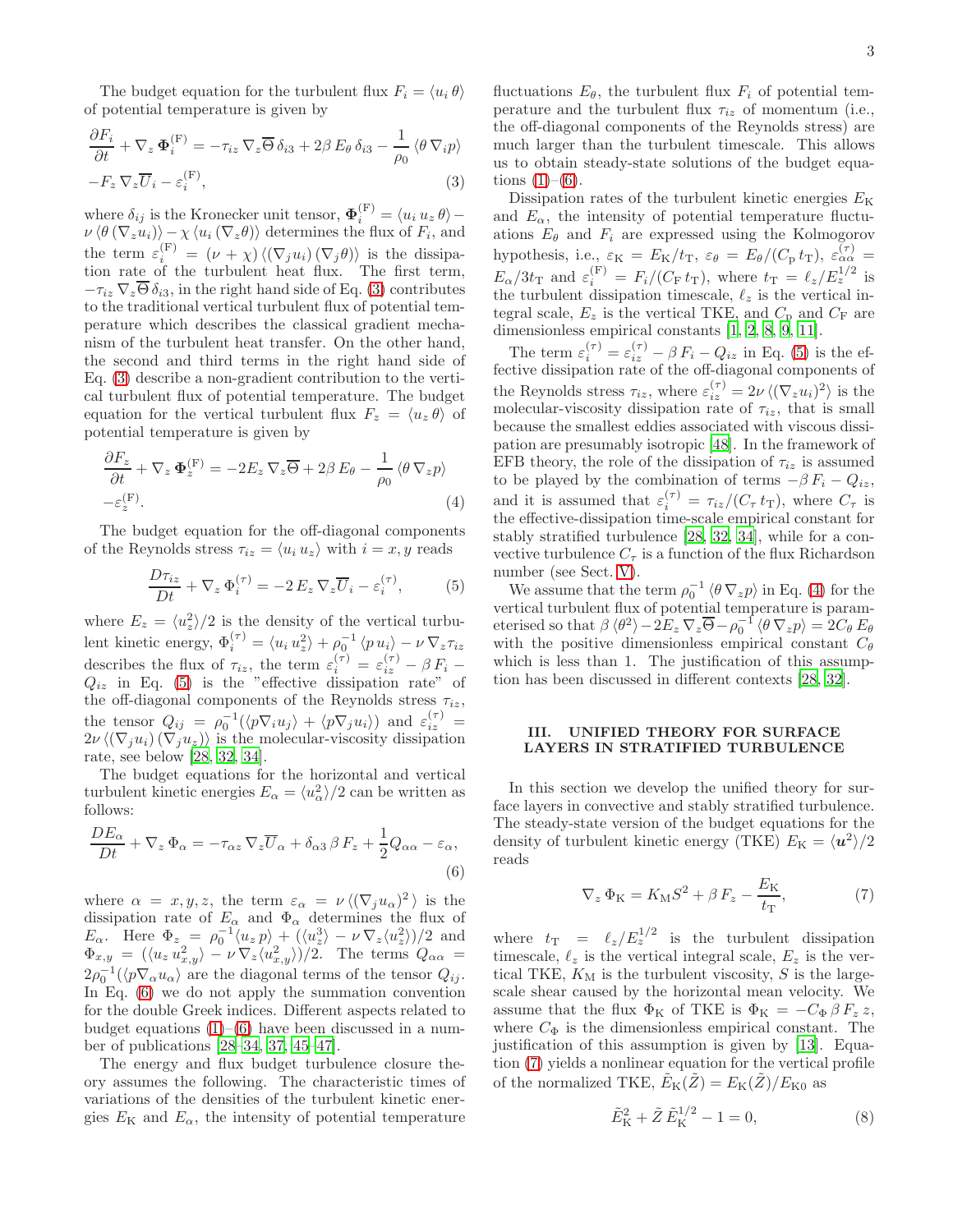The budget equation for the turbulent flux $F_i = \langle u_i\, \theta \rangle$ of potential temperature is given by

$$
\frac{\partial F_i}{\partial t} + \nabla_z\, \mathbf{\Phi}_i^{\rm (F)} = -\tau_{iz}\, \nabla_z \overline{\Theta}\, \delta_{i3} + 2\beta\, E_\theta\, \delta_{i3} - \frac{1}{\rho_0}\, \langle \theta\, \nabla_i p \rangle
$$
$$
- F_z\, \nabla_z \overline{U}_i - \varepsilon_i^{\rm (F)}, \tag{3}
$$

where $\delta_{ij}$ is the Kronecker unit tensor, $\mathbf{\Phi}_i^{\rm (F)} = \langle u_i\, u_z\, \theta \rangle - \nu\, \langle \theta\, (\nabla_z u_i) \rangle - \chi\, \langle u_i\, (\nabla_z \theta) \rangle$ determines the flux of $F_i$, and the term $\varepsilon_i^{\rm (F)} = (\nu + \chi)\, \langle (\nabla_j u_i)\, (\nabla_j \theta) \rangle$ is the dissipation rate of the turbulent heat flux. The first term, $-\tau_{iz}\, \nabla_z \overline{\Theta}\, \delta_{i3}$, in the right hand side of Eq. (3) contributes to the traditional vertical turbulent flux of potential temperature which describes the classical gradient mechanism of the turbulent heat transfer. On the other hand, the second and third terms in the right hand side of Eq. (3) describe a non-gradient contribution to the vertical turbulent flux of potential temperature. The budget equation for the vertical turbulent flux $F_z = \langle u_z\, \theta \rangle$ of potential temperature is given by

$$
\frac{\partial F_z}{\partial t} + \nabla_z\, \mathbf{\Phi}_z^{\rm (F)} = -2E_z\, \nabla_z \overline{\Theta} + 2\beta\, E_\theta - \frac{1}{\rho_0}\, \langle \theta\, \nabla_z p \rangle
$$
$$
- \varepsilon_z^{\rm (F)}. \tag{4}
$$

The budget equation for the off-diagonal components of the Reynolds stress $\tau_{iz} = \langle u_i\, u_z \rangle$ with $i = x, y$ reads

$$
\frac{D\tau_{iz}}{Dt} + \nabla_z\, \Phi_i^{(\tau)} = -2\, E_z\, \nabla_z \overline{U}_i - \varepsilon_i^{(\tau)}, \tag{5}
$$

where $E_z = \langle u_z^2 \rangle /2$ is the density of the vertical turbulent kinetic energy, $\Phi_i^{(\tau)} = \langle u_i\, u_z^2 \rangle + \rho_0^{-1}\, \langle p\, u_i \rangle - \nu\, \nabla_z \tau_{iz}$ describes the flux of $\tau_{iz}$, the term $\varepsilon_i^{(\tau)} = \varepsilon_{iz}^{(\tau)} - \beta\, F_i - Q_{iz}$ in Eq. (5) is the "effective dissipation rate" of the off-diagonal components of the Reynolds stress $\tau_{iz}$, the tensor $Q_{ij} = \rho_0^{-1}(\langle p \nabla_i u_j \rangle + \langle p \nabla_j u_i \rangle)$ and $\varepsilon_{iz}^{(\tau)} = 2\nu\, \langle (\nabla_j u_i)\, (\nabla_j u_z) \rangle$ is the molecular-viscosity dissipation rate, see below [28, 32, 34].

The budget equations for the horizontal and vertical turbulent kinetic energies $E_\alpha = \langle u_\alpha^2 \rangle /2$ can be written as follows:

$$
\frac{DE_\alpha}{Dt} + \nabla_z\, \Phi_\alpha = -\tau_{\alpha z}\, \nabla_z \overline{U}_\alpha + \delta_{\alpha 3}\, \beta\, F_z + \frac{1}{2} Q_{\alpha\alpha} - \varepsilon_\alpha, \tag{6}
$$

where $\alpha = x, y, z$, the term $\varepsilon_\alpha = \nu\, \langle (\nabla_j u_\alpha)^2 \rangle$ is the dissipation rate of $E_\alpha$ and $\Phi_\alpha$ determines the flux of $E_\alpha$. Here $\Phi_z = \rho_0^{-1} \langle u_z\, p \rangle + (\langle u_z^3 \rangle - \nu\, \nabla_z \langle u_z^2 \rangle)/2$ and $\Phi_{x,y} = (\langle u_z\, u_{x,y}^2 \rangle - \nu\, \nabla_z \langle u_{x,y}^2 \rangle)/2$. The terms $Q_{\alpha\alpha} = 2\rho_0^{-1} (\langle p \nabla_\alpha u_\alpha \rangle$ are the diagonal terms of the tensor $Q_{ij}$. In Eq. (6) we do not apply the summation convention for the double Greek indices. Different aspects related to budget equations (1)–(6) have been discussed in a number of publications [28–34, 37, 45–47].

The energy and flux budget turbulence closure theory assumes the following. The characteristic times of variations of the densities of the turbulent kinetic energies $E_{\rm K}$ and $E_\alpha$, the intensity of potential temperature fluctuations $E_\theta$, the turbulent flux $F_i$ of potential temperature and the turbulent flux $\tau_{iz}$ of momentum (i.e., the off-diagonal components of the Reynolds stress) are much larger than the turbulent timescale. This allows us to obtain steady-state solutions of the budget equations (1)–(6).

Dissipation rates of the turbulent kinetic energies $E_{\rm K}$ and $E_\alpha$, the intensity of potential temperature fluctuations $E_\theta$ and $F_i$ are expressed using the Kolmogorov hypothesis, i.e., $\varepsilon_{\rm K} = E_{\rm K}/t_{\rm T}$, $\varepsilon_\theta = E_\theta/(C_{\rm p}\, t_{\rm T})$, $\varepsilon_{\alpha\alpha}^{(\tau)} = E_\alpha/3t_{\rm T}$ and $\varepsilon_i^{\rm (F)} = F_i/(C_{\rm F}\, t_{\rm T})$, where $t_{\rm T} = \ell_z/E_z^{1/2}$ is the turbulent dissipation timescale, $\ell_z$ is the vertical integral scale, $E_z$ is the vertical TKE, and $C_{\rm p}$ and $C_{\rm F}$ are dimensionless empirical constants [1, 2, 8, 9, 11].

The term $\varepsilon_i^{(\tau)} = \varepsilon_{iz}^{(\tau)} - \beta\, F_i - Q_{iz}$ in Eq. (5) is the effective dissipation rate of the off-diagonal components of the Reynolds stress $\tau_{iz}$, where $\varepsilon_{iz}^{(\tau)} = 2\nu\, \langle (\nabla_z u_i)^2 \rangle$ is the molecular-viscosity dissipation rate of $\tau_{iz}$, that is small because the smallest eddies associated with viscous dissipation are presumably isotropic [48]. In the framework of EFB theory, the role of the dissipation of $\tau_{iz}$ is assumed to be played by the combination of terms $-\beta\, F_i - Q_{iz}$, and it is assumed that $\varepsilon_i^{(\tau)} = \tau_{iz}/(C_\tau\, t_{\rm T})$, where $C_\tau$ is the effective-dissipation time-scale empirical constant for stably stratified turbulence [28, 32, 34], while for a convective turbulence $C_\tau$ is a function of the flux Richardson number (see Sect. V).

We assume that the term $\rho_0^{-1}\, \langle \theta\, \nabla_z p \rangle$ in Eq. (4) for the vertical turbulent flux of potential temperature is parameterised so that $\beta\, \langle \theta^2 \rangle - 2E_z\, \nabla_z \overline{\Theta} - \rho_0^{-1}\, \langle \theta\, \nabla_z p \rangle = 2C_\theta\, E_\theta$ with the positive dimensionless empirical constant $C_\theta$ which is less than 1. The justification of this assumption has been discussed in different contexts [28, 32].

## III. UNIFIED THEORY FOR SURFACE LAYERS IN STRATIFIED TURBULENCE

In this section we develop the unified theory for surface layers in convective and stably stratified turbulence. The steady-state version of the budget equations for the density of turbulent kinetic energy (TKE) $E_{\rm K} = \langle \boldsymbol{u}^2 \rangle /2$ reads

$$
\nabla_z\, \Phi_{\rm K} = K_{\rm M} S^2 + \beta\, F_z - \frac{E_{\rm K}}{t_{\rm T}}, \tag{7}
$$

where $t_{\rm T} = \ell_z/E_z^{1/2}$ is the turbulent dissipation timescale, $\ell_z$ is the vertical integral scale, $E_z$ is the vertical TKE, $K_{\rm M}$ is the turbulent viscosity, $S$ is the large-scale shear caused by the horizontal mean velocity. We assume that the flux $\Phi_{\rm K}$ of TKE is $\Phi_{\rm K} = -C_\Phi\, \beta\, F_z\, z$, where $C_\Phi$ is the dimensionless empirical constant. The justification of this assumption is given by [13]. Equation (7) yields a nonlinear equation for the vertical profile of the normalized TKE, $\tilde E_{\rm K}(\tilde Z) = E_{\rm K}(\tilde Z)/E_{\rm K0}$ as

$$
\tilde E_{\rm K}^2 + \tilde Z\, \tilde E_{\rm K}^{1/2} - 1 = 0, \tag{8}
$$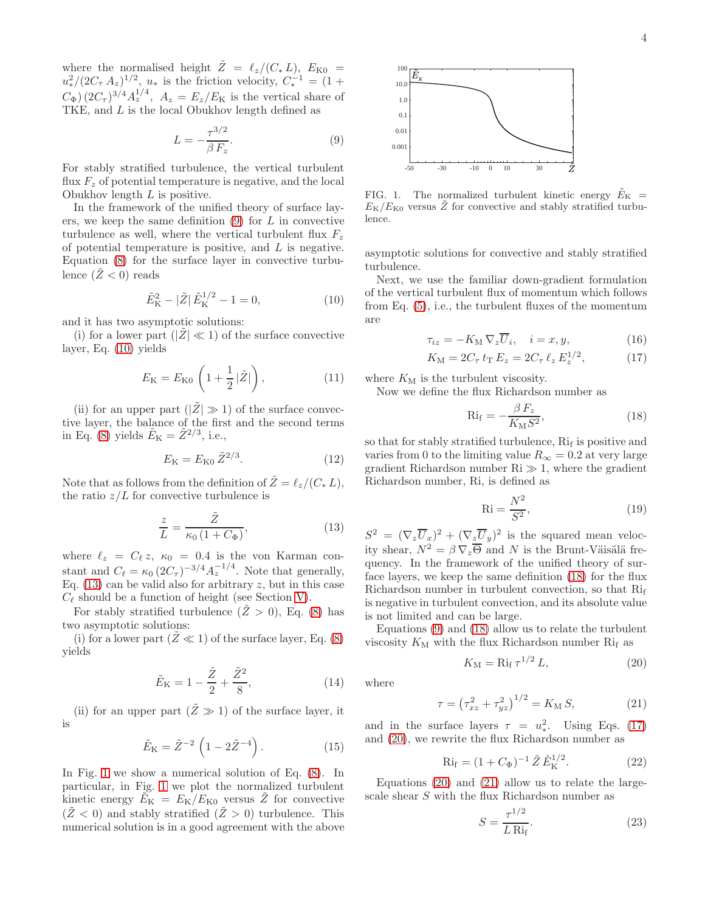where the normalised height $\tilde{Z} = \ell_z/(C_* L)$, $E_{K0} = u_*^2/(2C_\tau A_z)^{1/2}$, $u_*$ is the friction velocity, $C_*^{-1} = (1 + C_\Phi)(2C_\tau)^{3/4} A_z^{1/4}$, $A_z = E_z/E_K$ is the vertical share of TKE, and $L$ is the local Obukhov length defined as

$$L = -\frac{\tau^{3/2}}{\beta F_z}. \tag{9}$$

For stably stratified turbulence, the vertical turbulent flux $F_z$ of potential temperature is negative, and the local Obukhov length $L$ is positive.

In the framework of the unified theory of surface layers, we keep the same definition (9) for $L$ in convective turbulence as well, where the vertical turbulent flux $F_z$ of potential temperature is positive, and $L$ is negative. Equation (8) for the surface layer in convective turbulence ($\tilde{Z} < 0$) reads

$$\tilde{E}_K^2 - |\tilde{Z}|\, \tilde{E}_K^{1/2} - 1 = 0, \tag{10}$$

and it has two asymptotic solutions:

(i) for a lower part ($|\tilde{Z}| \ll 1$) of the surface convective layer, Eq. (10) yields

$$E_K = E_{K0}\left(1 + \frac{1}{2}|\tilde{Z}|\right), \tag{11}$$

(ii) for an upper part ($|\tilde{Z}| \gg 1$) of the surface convective layer, the balance of the first and the second terms in Eq. (8) yields $\tilde{E}_K = \tilde{Z}^{2/3}$, i.e.,

$$E_K = E_{K0}\, \tilde{Z}^{2/3}. \tag{12}$$

Note that as follows from the definition of $\tilde{Z} = \ell_z/(C_* L)$, the ratio $z/L$ for convective turbulence is

$$\frac{z}{L} = \frac{\tilde{Z}}{\kappa_0 (1 + C_\Phi)}, \tag{13}$$

where $\ell_z = C_\ell\, z$, $\kappa_0 = 0.4$ is the von Karman constant and $C_\ell = \kappa_0 (2C_\tau)^{-3/4} A_z^{-1/4}$. Note that generally, Eq. (13) can be valid also for arbitrary $z$, but in this case $C_\ell$ should be a function of height (see Section V).

For stably stratified turbulence ($\tilde{Z} > 0$), Eq. (8) has two asymptotic solutions:

(i) for a lower part ($\tilde{Z} \ll 1$) of the surface layer, Eq. (8) yields

$$\tilde{E}_K = 1 - \frac{\tilde{Z}}{2} + \frac{\tilde{Z}^2}{8}, \tag{14}$$

(ii) for an upper part ($\tilde{Z} \gg 1$) of the surface layer, it is

$$\tilde{E}_K = \tilde{Z}^{-2}\left(1 - 2\tilde{Z}^{-4}\right). \tag{15}$$

In Fig. 1 we show a numerical solution of Eq. (8). In particular, in Fig. 1 we plot the normalized turbulent kinetic energy $\tilde{E}_K = E_K/E_{K0}$ versus $\tilde{Z}$ for convective ($\tilde{Z} < 0$) and stably stratified ($\tilde{Z} > 0$) turbulence. This numerical solution is in a good agreement with the above asymptotic solutions for convective and stably stratified turbulence.

$\tilde{E}_K$
100
10.0
1.0
0.1
0.01
0.001
-50 -30 -10 0 10 30 $\tilde{Z}$

FIG. 1. The normalized turbulent kinetic energy $\tilde{E}_K = E_K/E_{K0}$ versus $\tilde{Z}$ for convective and stably stratified turbulence.

Next, we use the familiar down-gradient formulation of the vertical turbulent flux of momentum which follows from Eq. (5), i.e., the turbulent fluxes of the momentum are

$$\tau_{iz} = -K_M\, \nabla_z \overline{U}_i, \quad i = x, y, \tag{16}$$

$$K_M = 2C_\tau\, t_T\, E_z = 2C_\tau\, \ell_z\, E_z^{1/2}, \tag{17}$$

where $K_M$ is the turbulent viscosity.

Now we define the flux Richardson number as

$$\mathrm{Ri_f} = -\frac{\beta F_z}{K_M S^2}, \tag{18}$$

so that for stably stratified turbulence, $\mathrm{Ri_f}$ is positive and varies from 0 to the limiting value $R_\infty = 0.2$ at very large gradient Richardson number $\mathrm{Ri} \gg 1$, where the gradient Richardson number, Ri, is defined as

$$\mathrm{Ri} = \frac{N^2}{S^2}, \tag{19}$$

$S^2 = (\nabla_z \overline{U}_x)^2 + (\nabla_z \overline{U}_y)^2$ is the squared mean velocity shear, $N^2 = \beta\, \nabla_z \overline{\Theta}$ and $N$ is the Brunt-Väisälä frequency. In the framework of the unified theory of surface layers, we keep the same definition (18) for the flux Richardson number in turbulent convection, so that $\mathrm{Ri_f}$ is negative in turbulent convection, and its absolute value is not limited and can be large.

Equations (9) and (18) allow us to relate the turbulent viscosity $K_M$ with the flux Richardson number $\mathrm{Ri_f}$ as

$$K_M = \mathrm{Ri_f}\, \tau^{1/2}\, L, \tag{20}$$

where

$$\tau = \left(\tau_{xz}^2 + \tau_{yz}^2\right)^{1/2} = K_M\, S, \tag{21}$$

and in the surface layers $\tau = u_*^2$. Using Eqs. (17) and (20), we rewrite the flux Richardson number as

$$\mathrm{Ri_f} = (1 + C_\Phi)^{-1}\, \tilde{Z}\, \tilde{E}_K^{1/2}. \tag{22}$$

Equations (20) and (21) allow us to relate the large-scale shear $S$ with the flux Richardson number as

$$S = \frac{\tau^{1/2}}{L\, \mathrm{Ri_f}}. \tag{23}$$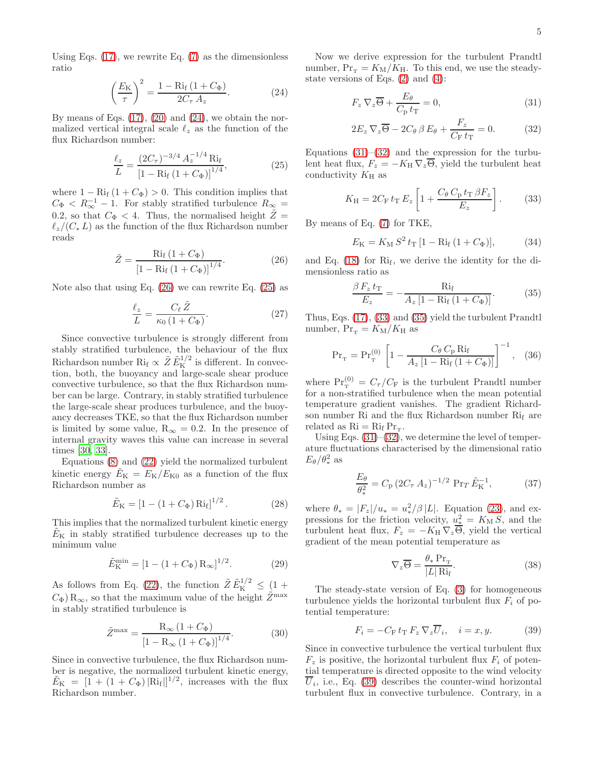Using Eqs. (17), we rewrite Eq. (7) as the dimensionless ratio

$$\left(\frac{E_{\rm K}}{\tau}\right)^2 = \frac{1 - {\rm Ri_f}\,(1 + C_\Phi)}{2C_\tau\, A_z}. \tag{24}$$

By means of Eqs. (17), (20) and (24), we obtain the normalized vertical integral scale $\ell_z$ as the function of the flux Richardson number:

$$\frac{\ell_z}{L} = \frac{(2C_\tau)^{-3/4}\, A_z^{-1/4}\, {\rm Ri_f}}{\left[1 - {\rm Ri_f}\,(1 + C_\Phi)\right]^{1/4}}, \tag{25}$$

where $1 - {\rm Ri_f}\,(1 + C_\Phi) > 0$. This condition implies that $C_\Phi < R_\infty^{-1} - 1$. For stably stratified turbulence $R_\infty = 0.2$, so that $C_\Phi < 4$. Thus, the normalised height $\tilde Z = \ell_z/(C_*\, L)$ as the function of the flux Richardson number reads

$$\tilde Z = \frac{{\rm Ri_f}\,(1 + C_\Phi)}{\left[1 - {\rm Ri_f}\,(1 + C_\Phi)\right]^{1/4}}. \tag{26}$$

Note also that using Eq. (26) we can rewrite Eq. (25) as

$$\frac{\ell_z}{L} = \frac{C_\ell\, \tilde Z}{\kappa_0\,(1 + C_\Phi)}. \tag{27}$$

Since convective turbulence is strongly different from stably stratified turbulence, the behaviour of the flux Richardson number ${\rm Ri_f} \propto \tilde Z\, \tilde E_{\rm K}^{1/2}$ is different. In convection, both, the buoyancy and large-scale shear produce convective turbulence, so that the flux Richardson number can be large. Contrary, in stably stratified turbulence the large-scale shear produces turbulence, and the buoyancy decreases TKE, so that the flux Richardson number is limited by some value, ${\rm R}_\infty = 0.2$. In the presence of internal gravity waves this value can increase in several times [30, 33].

Equations (8) and (22) yield the normalized turbulent kinetic energy $\tilde E_{\rm K} = E_{\rm K}/E_{\rm K0}$ as a function of the flux Richardson number as

$$\tilde E_{\rm K} = \left[1 - (1 + C_\Phi)\, {\rm Ri_f}\right]^{1/2}. \tag{28}$$

This implies that the normalized turbulent kinetic energy $\tilde E_{\rm K}$ in stably stratified turbulence decreases up to the minimum value

$$\tilde E_{\rm K}^{\rm min} = \left[1 - (1 + C_\Phi)\, {\rm R}_\infty\right]^{1/2}. \tag{29}$$

As follows from Eq. (22), the function $\tilde Z\, \tilde E_{\rm K}^{1/2} \leq (1 + C_\Phi)\, {\rm R}_\infty$, so that the maximum value of the height $\tilde Z^{\rm max}$ in stably stratified turbulence is

$$\tilde Z^{\rm max} = \frac{{\rm R}_\infty\,(1 + C_\Phi)}{\left[1 - {\rm R}_\infty\,(1 + C_\Phi)\right]^{1/4}}. \tag{30}$$

Since in convective turbulence, the flux Richardson number is negative, the normalized turbulent kinetic energy, $\tilde E_{\rm K} = [1 + (1 + C_\Phi)\,|{\rm Ri_f}|]^{1/2}$, increases with the flux Richardson number.

Now we derive expression for the turbulent Prandtl number, ${\rm Pr_{_T}} = K_{\rm M}/K_{\rm H}$. To this end, we use the steady-state versions of Eqs. (2) and (4):

$$F_z\, \nabla_z \overline{\Theta} + \frac{E_\theta}{C_{\rm p}\, t_{\rm T}} = 0, \tag{31}$$

$$2E_z\, \nabla_z \overline{\Theta} - 2C_\theta\, \beta\, E_\theta + \frac{F_z}{C_{\rm F}\, t_{\rm T}} = 0. \tag{32}$$

Equations (31)–(32) and the expression for the turbulent heat flux, $F_z = -K_{\rm H}\, \nabla_z \overline{\Theta}$, yield the turbulent heat conductivity $K_{\rm H}$ as

$$K_{\rm H} = 2C_{\rm F}\, t_{\rm T}\, E_z \left[1 + \frac{C_\theta\, C_{\rm p}\, t_{\rm T}\, \beta F_z}{E_z}\right]. \tag{33}$$

By means of Eq. (7) for TKE,

$$E_{\rm K} = K_{\rm M}\, S^2\, t_{\rm T}\, [1 - {\rm Ri_f}\,(1 + C_\Phi)], \tag{34}$$

and Eq. (18) for ${\rm Ri_f}$, we derive the identity for the dimensionless ratio as

$$\frac{\beta\, F_z\, t_{\rm T}}{E_z} = -\frac{{\rm Ri_f}}{A_z\, [1 - {\rm Ri_f}\,(1 + C_\Phi)]}. \tag{35}$$

Thus, Eqs. (17), (33) and (35) yield the turbulent Prandtl number, ${\rm Pr_{_T}} = K_{\rm M}/K_{\rm H}$ as

$${\rm Pr_{_T}} = {\rm Pr_{_T}^{(0)}} \left[1 - \frac{C_\theta\, C_{\rm p}\, {\rm Ri_f}}{A_z\, [1 - {\rm Ri_f}\,(1 + C_\Phi)]}\right]^{-1}, \tag{36}$$

where ${\rm Pr_{_T}^{(0)}} = C_\tau/C_{\rm F}$ is the turbulent Prandtl number for a non-stratified turbulence when the mean potential temperature gradient vanishes. The gradient Richardson number Ri and the flux Richardson number ${\rm Ri_f}$ are related as ${\rm Ri} = {\rm Ri_f}\, {\rm Pr_{_T}}$.

Using Eqs. (31)–(32), we determine the level of temperature fluctuations characterised by the dimensional ratio $E_\theta/\theta_*^2$ as

$$\frac{E_\theta}{\theta_*^2} = C_{\rm p}\, (2C_\tau\, A_z)^{-1/2}\, {\rm Pr}_T\, \tilde E_{\rm K}^{-1}, \tag{37}$$

where $\theta_* = |F_z|/u_* = u_*^2/\beta\, |L|$. Equation (23), and expressions for the friction velocity, $u_*^2 = K_{\rm M}\, S$, and the turbulent heat flux, $F_z = -K_{\rm H}\, \nabla_z \overline{\Theta}$, yield the vertical gradient of the mean potential temperature as

$$\nabla_z \overline{\Theta} = \frac{\theta_*\, {\rm Pr_{_T}}}{|L|\, {\rm Ri_f}}. \tag{38}$$

The steady-state version of Eq. (3) for homogeneous turbulence yields the horizontal turbulent flux $F_i$ of potential temperature:

$$F_i = -C_{\rm F}\, t_{\rm T}\, F_z\, \nabla_z \overline{U}_i, \quad i = x, y. \tag{39}$$

Since in convective turbulence the vertical turbulent flux $F_z$ is positive, the horizontal turbulent flux $F_i$ of potential temperature is directed opposite to the wind velocity $\overline{U}_i$, i.e., Eq. (39) describes the counter-wind horizontal turbulent flux in convective turbulence. Contrary, in a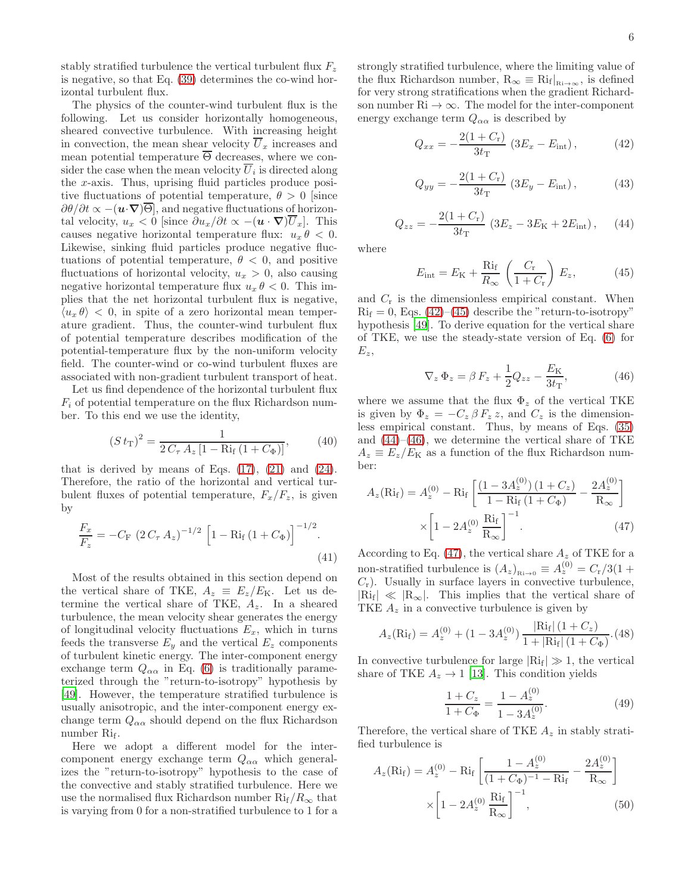stably stratified turbulence the vertical turbulent flux $F_z$ is negative, so that Eq. (39) determines the co-wind horizontal turbulent flux.

The physics of the counter-wind turbulent flux is the following. Let us consider horizontally homogeneous, sheared convective turbulence. With increasing height in convection, the mean shear velocity $\overline{U}_x$ increases and mean potential temperature $\overline{\Theta}$ decreases, where we consider the case when the mean velocity $\overline{U}_i$ is directed along the $x$-axis. Thus, uprising fluid particles produce positive fluctuations of potential temperature, $\theta > 0$ [since $\partial\theta/\partial t \propto -(\boldsymbol{u}\cdot\boldsymbol{\nabla})\overline{\Theta}$], and negative fluctuations of horizontal velocity, $u_x < 0$ [since $\partial u_x/\partial t \propto -(\boldsymbol{u}\cdot\boldsymbol{\nabla})\overline{U}_x$]. This causes negative horizontal temperature flux: $u_x \theta < 0$. Likewise, sinking fluid particles produce negative fluctuations of potential temperature, $\theta < 0$, and positive fluctuations of horizontal velocity, $u_x > 0$, also causing negative horizontal temperature flux $u_x \theta < 0$. This implies that the net horizontal turbulent flux is negative, $\langle u_x \theta\rangle < 0$, in spite of a zero horizontal mean temperature gradient. Thus, the counter-wind turbulent flux of potential temperature describes modification of the potential-temperature flux by the non-uniform velocity field. The counter-wind or co-wind turbulent fluxes are associated with non-gradient turbulent transport of heat.

Let us find dependence of the horizontal turbulent flux $F_i$ of potential temperature on the flux Richardson number. To this end we use the identity,

$$
(S\,t_{\rm T})^2 = \frac{1}{2\,C_\tau\,A_z\,[1-{\rm Ri_f}\,(1+C_\Phi)]}, \tag{40}
$$

that is derived by means of Eqs. (17), (21) and (24). Therefore, the ratio of the horizontal and vertical turbulent fluxes of potential temperature, $F_x/F_z$, is given by

$$
\frac{F_x}{F_z} = -C_{\rm F}\,\left(2\,C_\tau\,A_z\right)^{-1/2}\,\Big[1-{\rm Ri_f}\,(1+C_\Phi)\Big]^{-1/2}. \tag{41}
$$

Most of the results obtained in this section depend on the vertical share of TKE, $A_z \equiv E_z/E_{\rm K}$. Let us determine the vertical share of TKE, $A_z$. In a sheared turbulence, the mean velocity shear generates the energy of longitudinal velocity fluctuations $E_x$, which in turns feeds the transverse $E_y$ and the vertical $E_z$ components of turbulent kinetic energy. The inter-component energy exchange term $Q_{\alpha\alpha}$ in Eq. (6) is traditionally parameterized through the "return-to-isotropy" hypothesis by [49]. However, the temperature stratified turbulence is usually anisotropic, and the inter-component energy exchange term $Q_{\alpha\alpha}$ should depend on the flux Richardson number ${\rm Ri_f}$.

Here we adopt a different model for the inter-component energy exchange term $Q_{\alpha\alpha}$ which generalizes the "return-to-isotropy" hypothesis to the case of the convective and stably stratified turbulence. Here we use the normalised flux Richardson number ${\rm Ri_f}/R_\infty$ that is varying from 0 for a non-stratified turbulence to 1 for a strongly stratified turbulence, where the limiting value of the flux Richardson number, ${\rm R}_\infty \equiv {\rm Ri_f}|_{{\rm Ri}\to\infty}$, is defined for very strong stratifications when the gradient Richardson number ${\rm Ri} \to \infty$. The model for the inter-component energy exchange term $Q_{\alpha\alpha}$ is described by

$$
Q_{xx} = -\frac{2(1+C_{\rm r})}{3t_{\rm T}}\,\left(3E_x - E_{\rm int}\right), \tag{42}
$$

$$
Q_{yy} = -\frac{2(1+C_{\rm r})}{3t_{\rm T}}\,\left(3E_y - E_{\rm int}\right), \tag{43}
$$

$$
Q_{zz} = -\frac{2(1+C_{\rm r})}{3t_{\rm T}}\,\left(3E_z - 3E_{\rm K} + 2E_{\rm int}\right), \tag{44}
$$

where

$$
E_{\rm int} = E_{\rm K} + \frac{{\rm Ri_f}}{R_\infty}\,\left(\frac{C_{\rm r}}{1+C_{\rm r}}\right)\,E_z, \tag{45}
$$

and $C_{\rm r}$ is the dimensionless empirical constant. When ${\rm Ri_f} = 0$, Eqs. (42)–(45) describe the "return-to-isotropy" hypothesis [49]. To derive equation for the vertical share of TKE, we use the steady-state version of Eq. (6) for $E_z$,

$$
\nabla_z\,\Phi_z = \beta\,F_z + \frac{1}{2}Q_{zz} - \frac{E_{\rm K}}{3t_{\rm T}}, \tag{46}
$$

where we assume that the flux $\Phi_z$ of the vertical TKE is given by $\Phi_z = -C_z\,\beta\,F_z\,z$, and $C_z$ is the dimensionless empirical constant. Thus, by means of Eqs. (35) and (44)–(46), we determine the vertical share of TKE $A_z \equiv E_z/E_{\rm K}$ as a function of the flux Richardson number:

$$
A_z({\rm Ri_f}) = A_z^{(0)} - {\rm Ri_f}\left[\frac{(1-3A_z^{(0)})\,(1+C_z)}{1-{\rm Ri_f}\,(1+C_\Phi)} - \frac{2A_z^{(0)}}{{\rm R}_\infty}\right] \times\left[1-2A_z^{(0)}\,\frac{{\rm Ri_f}}{{\rm R}_\infty}\right]^{-1}. \tag{47}
$$

According to Eq. (47), the vertical share $A_z$ of TKE for a non-stratified turbulence is $(A_z)_{{\rm Ri}\to 0} \equiv A_z^{(0)} = C_{\rm r}/3(1+C_{\rm r})$. Usually in surface layers in convective turbulence, $|{\rm Ri_f}| \ll |{\rm R}_\infty|$. This implies that the vertical share of TKE $A_z$ in a convective turbulence is given by

$$
A_z({\rm Ri_f}) = A_z^{(0)} + (1-3A_z^{(0)})\,\frac{|{\rm Ri_f}|\,(1+C_z)}{1+|{\rm Ri_f}|\,(1+C_\Phi)}. \tag{48}
$$

In convective turbulence for large $|{\rm Ri_f}| \gg 1$, the vertical share of TKE $A_z \to 1$ [13]. This condition yields

$$
\frac{1+C_z}{1+C_\Phi} = \frac{1-A_z^{(0)}}{1-3A_z^{(0)}}. \tag{49}
$$

Therefore, the vertical share of TKE $A_z$ in stably stratified turbulence is

$$
A_z({\rm Ri_f}) = A_z^{(0)} - {\rm Ri_f}\left[\frac{1-A_z^{(0)}}{(1+C_\Phi)^{-1}-{\rm Ri_f}} - \frac{2A_z^{(0)}}{{\rm R}_\infty}\right] \times\left[1-2A_z^{(0)}\,\frac{{\rm Ri_f}}{{\rm R}_\infty}\right]^{-1}, \tag{50}
$$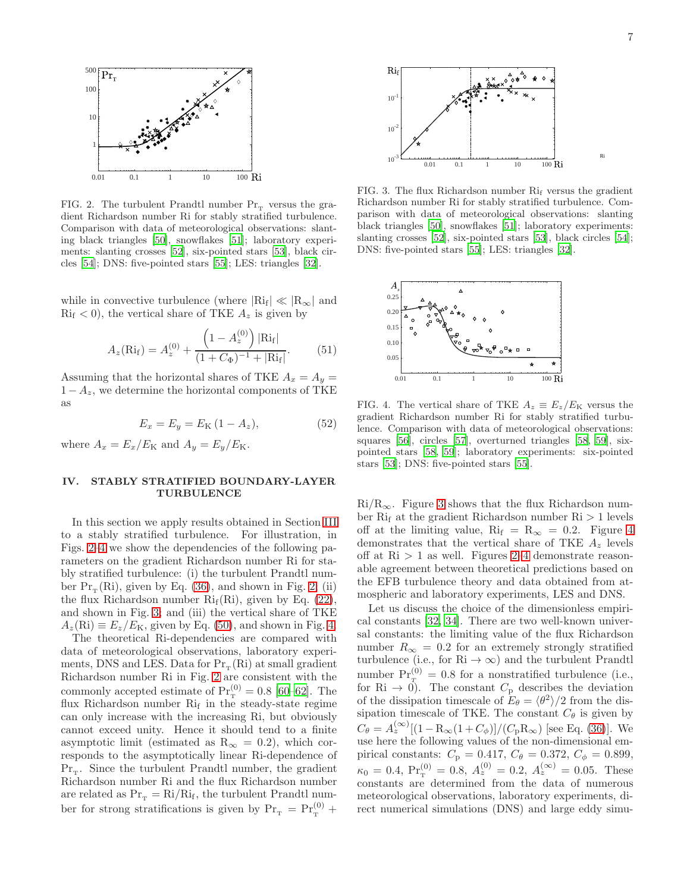500 $\Pr_{_T}$

100

10

1

0.01 0.1 1 10 100 Ri

FIG. 2. The turbulent Prandtl number $\Pr_{_T}$ versus the gradient Richardson number Ri for stably stratified turbulence. Comparison with data of meteorological observations: slanting black triangles [50], snowflakes [51]; laboratory experiments: slanting crosses [52], six-pointed stars [53], black circles [54]; DNS: five-pointed stars [55]; LES: triangles [32].

while in convective turbulence (where $|\mathrm{Ri_f}| \ll |\mathrm{R}_\infty|$ and $\mathrm{Ri_f} < 0$), the vertical share of TKE $A_z$ is given by

$$A_z(\mathrm{Ri_f}) = A_z^{(0)} + \frac{\left(1 - A_z^{(0)}\right) |\mathrm{Ri_f}|}{(1 + C_\Phi)^{-1} + |\mathrm{Ri_f}|}. \tag{51}$$

Assuming that the horizontal shares of TKE $A_x = A_y = 1 - A_z$, we determine the horizontal components of TKE as

$$E_x = E_y = E_{\mathrm{K}}\,(1 - A_z), \tag{52}$$

where $A_x = E_x/E_{\mathrm{K}}$ and $A_y = E_y/E_{\mathrm{K}}$.

## IV. STABLY STRATIFIED BOUNDARY-LAYER TURBULENCE

In this section we apply results obtained in Section III to a stably stratified turbulence. For illustration, in Figs. 2–4 we show the dependencies of the following parameters on the gradient Richardson number Ri for stably stratified turbulence: (i) the turbulent Prandtl number $\Pr_{_T}(\mathrm{Ri})$, given by Eq. (36), and shown in Fig. 2; (ii) the flux Richardson number $\mathrm{Ri_f}(\mathrm{Ri})$, given by Eq. (22), and shown in Fig. 3; and (iii) the vertical share of TKE $A_z(\mathrm{Ri}) \equiv E_z/E_{\mathrm{K}}$, given by Eq. (50), and shown in Fig. 4.

The theoretical Ri-dependencies are compared with data of meteorological observations, laboratory experiments, DNS and LES. Data for $\Pr_{_T}(\mathrm{Ri})$ at small gradient Richardson number Ri in Fig. 2 are consistent with the commonly accepted estimate of $\Pr_{_T}^{(0)} = 0.8$ [60–62]. The flux Richardson number $\mathrm{Ri_f}$ in the steady-state regime can only increase with the increasing Ri, but obviously cannot exceed unity. Hence it should tend to a finite asymptotic limit (estimated as $\mathrm{R}_\infty = 0.2$), which corresponds to the asymptotically linear Ri-dependence of $\Pr_{_T}$. Since the turbulent Prandtl number, the gradient Richardson number Ri and the flux Richardson number are related as $\Pr_{_T} = \mathrm{Ri}/\mathrm{Ri_f}$, the turbulent Prandtl number for strong stratifications is given by $\Pr_{_T} = \Pr_{_T}^{(0)} + \mathrm{Ri}/\mathrm{R}_\infty$. Figure 3 shows that the flux Richardson number $\mathrm{Ri_f}$ at the gradient Richardson number $\mathrm{Ri} > 1$ levels off at the limiting value, $\mathrm{Ri_f} = \mathrm{R}_\infty = 0.2$. Figure 4 demonstrates that the vertical share of TKE $A_z$ levels off at $\mathrm{Ri} > 1$ as well. Figures 2–4 demonstrate reasonable agreement between theoretical predictions based on the EFB turbulence theory and data obtained from atmospheric and laboratory experiments, LES and DNS.

$\mathrm{Ri_f}$

$10^{-1}$

$10^{-2}$

$10^{-3}$

0.01 0.1 1 10 100 Ri

FIG. 3. The flux Richardson number $\mathrm{Ri_f}$ versus the gradient Richardson number Ri for stably stratified turbulence. Comparison with data of meteorological observations: slanting black triangles [50], snowflakes [51]; laboratory experiments: slanting crosses [52], six-pointed stars [53], black circles [54]; DNS: five-pointed stars [55]; LES: triangles [32].

$A_z$

0.25

0.20

0.15

0.10

0.05

0.01 0.1 1 10 100 Ri

FIG. 4. The vertical share of TKE $A_z \equiv E_z/E_{\mathrm{K}}$ versus the gradient Richardson number Ri for stably stratified turbulence. Comparison with data of meteorological observations: squares [56], circles [57], overturned triangles [58, 59], six-pointed stars [58, 59]; laboratory experiments: six-pointed stars [53]; DNS: five-pointed stars [55].

Let us discuss the choice of the dimensionless empirical constants [32, 34]. There are two well-known universal constants: the limiting value of the flux Richardson number $R_\infty = 0.2$ for an extremely strongly stratified turbulence (i.e., for $\mathrm{Ri} \to \infty$) and the turbulent Prandtl number $\Pr_{_T}^{(0)} = 0.8$ for a nonstratified turbulence (i.e., for $\mathrm{Ri} \to 0$). The constant $C_{\mathrm{p}}$ describes the deviation of the dissipation timescale of $E_\theta = \langle\theta^2\rangle/2$ from the dissipation timescale of TKE. The constant $C_\theta$ is given by $C_\theta = A_z^{(\infty)}[(1 - \mathrm{R}_\infty(1 + C_\phi)]/(C_{\mathrm{p}}\mathrm{R}_\infty)$ [see Eq. (36)]. We use here the following values of the non-dimensional empirical constants: $C_{\mathrm{p}} = 0.417$, $C_\theta = 0.372$, $C_\phi = 0.899$, $\kappa_0 = 0.4$, $\Pr_{_T}^{(0)} = 0.8$, $A_z^{(0)} = 0.2$, $A_z^{(\infty)} = 0.05$. These constants are determined from the data of numerous meteorological observations, laboratory experiments, direct numerical simulations (DNS) and large eddy simu-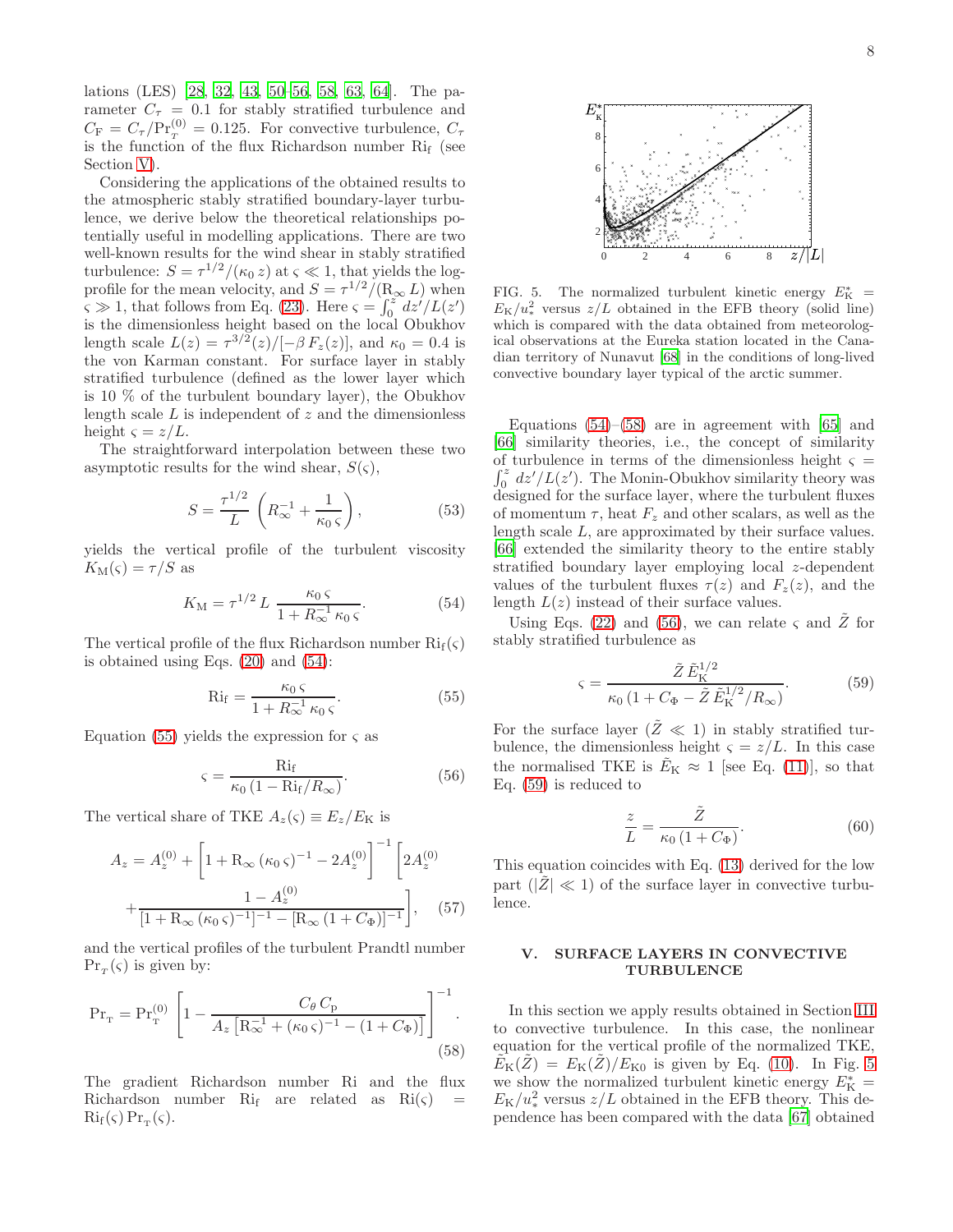lations (LES) [28, 32, 43, 50–56, 58, 63, 64]. The parameter $C_\tau = 0.1$ for stably stratified turbulence and $C_{\rm F} = C_\tau/{\rm Pr}_{\rm T}^{(0)} = 0.125$. For convective turbulence, $C_\tau$ is the function of the flux Richardson number ${\rm Ri_f}$ (see Section V).

Considering the applications of the obtained results to the atmospheric stably stratified boundary-layer turbulence, we derive below the theoretical relationships potentially useful in modelling applications. There are two well-known results for the wind shear in stably stratified turbulence: $S = \tau^{1/2}/(\kappa_0 \, z)$ at $\varsigma \ll 1$, that yields the log-profile for the mean velocity, and $S = \tau^{1/2}/({\rm R}_\infty \, L)$ when $\varsigma \gg 1$, that follows from Eq. (23). Here $\varsigma = \int_0^z dz'/L(z')$ is the dimensionless height based on the local Obukhov length scale $L(z) = \tau^{3/2}(z)/[-\beta \, F_z(z)]$, and $\kappa_0 = 0.4$ is the von Karman constant. For surface layer in stably stratified turbulence (defined as the lower layer which is 10 % of the turbulent boundary layer), the Obukhov length scale $L$ is independent of $z$ and the dimensionless height $\varsigma = z/L$.

The straightforward interpolation between these two asymptotic results for the wind shear, $S(\varsigma)$,

$$
S = \frac{\tau^{1/2}}{L} \, \left(R_\infty^{-1} + \frac{1}{\kappa_0 \, \varsigma}\right), \tag{53}
$$

yields the vertical profile of the turbulent viscosity $K_{\rm M}(\varsigma) = \tau/S$ as

$$
K_{\rm M} = \tau^{1/2} \, L \, \frac{\kappa_0 \, \varsigma}{1 + R_\infty^{-1} \, \kappa_0 \, \varsigma}. \tag{54}
$$

The vertical profile of the flux Richardson number ${\rm Ri_f}(\varsigma)$ is obtained using Eqs. (20) and (54):

$$
{\rm Ri_f} = \frac{\kappa_0 \, \varsigma}{1 + R_\infty^{-1} \, \kappa_0 \, \varsigma}. \tag{55}
$$

Equation (55) yields the expression for $\varsigma$ as

$$
\varsigma = \frac{\rm Ri_f}{\kappa_0 \, (1 - {\rm Ri_f}/R_\infty)}. \tag{56}
$$

The vertical share of TKE $A_z(\varsigma) \equiv E_z/E_{\rm K}$ is

$$
A_z = A_z^{(0)} + \left[1 + {\rm R}_\infty \, (\kappa_0 \, \varsigma)^{-1} - 2A_z^{(0)}\right]^{-1} \Bigg[2A_z^{(0)} + \frac{1 - A_z^{(0)}}{[1 + {\rm R}_\infty \, (\kappa_0 \, \varsigma)^{-1}]^{-1} - [{\rm R}_\infty \, (1 + C_\Phi)]^{-1}}\Bigg], \tag{57}
$$

and the vertical profiles of the turbulent Prandtl number ${\rm Pr}_{\rm T}(\varsigma)$ is given by:

$$
{\rm Pr}_{\rm T} = {\rm Pr}_{\rm T}^{(0)} \, \left[1 - \frac{C_\theta \, C_{\rm p}}{A_z \left[{\rm R}_\infty^{-1} + (\kappa_0 \, \varsigma)^{-1} - (1 + C_\Phi)\right]}\right]^{-1}. \tag{58}
$$

The gradient Richardson number Ri and the flux Richardson number ${\rm Ri_f}$ are related as ${\rm Ri}(\varsigma) = {\rm Ri_f}(\varsigma) \, {\rm Pr}_{\rm T}(\varsigma)$.

$E_{\rm K}^*$
8
6
4
2
0 2 4 6 8 $z/|L|$

FIG. 5. The normalized turbulent kinetic energy $E_{\rm K}^* = E_{\rm K}/u_*^2$ versus $z/L$ obtained in the EFB theory (solid line) which is compared with the data obtained from meteorological observations at the Eureka station located in the Canadian territory of Nunavut [68] in the conditions of long-lived convective boundary layer typical of the arctic summer.

Equations (54)–(58) are in agreement with [65] and [66] similarity theories, i.e., the concept of similarity of turbulence in terms of the dimensionless height $\varsigma = \int_0^z dz'/L(z')$. The Monin-Obukhov similarity theory was designed for the surface layer, where the turbulent fluxes of momentum $\tau$, heat $F_z$ and other scalars, as well as the length scale $L$, are approximated by their surface values. [66] extended the similarity theory to the entire stably stratified boundary layer employing local $z$-dependent values of the turbulent fluxes $\tau(z)$ and $F_z(z)$, and the length $L(z)$ instead of their surface values.

Using Eqs. (22) and (56), we can relate $\varsigma$ and $\tilde Z$ for stably stratified turbulence as

$$
\varsigma = \frac{\tilde Z \, \tilde E_{\rm K}^{1/2}}{\kappa_0 \, (1 + C_\Phi - \tilde Z \, \tilde E_{\rm K}^{1/2}/R_\infty)}. \tag{59}
$$

For the surface layer ($\tilde Z \ll 1$) in stably stratified turbulence, the dimensionless height $\varsigma = z/L$. In this case the normalised TKE is $\tilde E_{\rm K} \approx 1$ [see Eq. (11)], so that Eq. (59) is reduced to

$$
\frac{z}{L} = \frac{\tilde Z}{\kappa_0 \, (1 + C_\Phi)}. \tag{60}
$$

This equation coincides with Eq. (13) derived for the low part ($|\tilde Z| \ll 1$) of the surface layer in convective turbulence.

## V. SURFACE LAYERS IN CONVECTIVE TURBULENCE

In this section we apply results obtained in Section III to convective turbulence. In this case, the nonlinear equation for the vertical profile of the normalized TKE, $\tilde E_{\rm K}(\tilde Z) = E_{\rm K}(\tilde Z)/E_{\rm K0}$ is given by Eq. (10). In Fig. 5 we show the normalized turbulent kinetic energy $E_{\rm K}^* = E_{\rm K}/u_*^2$ versus $z/L$ obtained in the EFB theory. This dependence has been compared with the data [67] obtained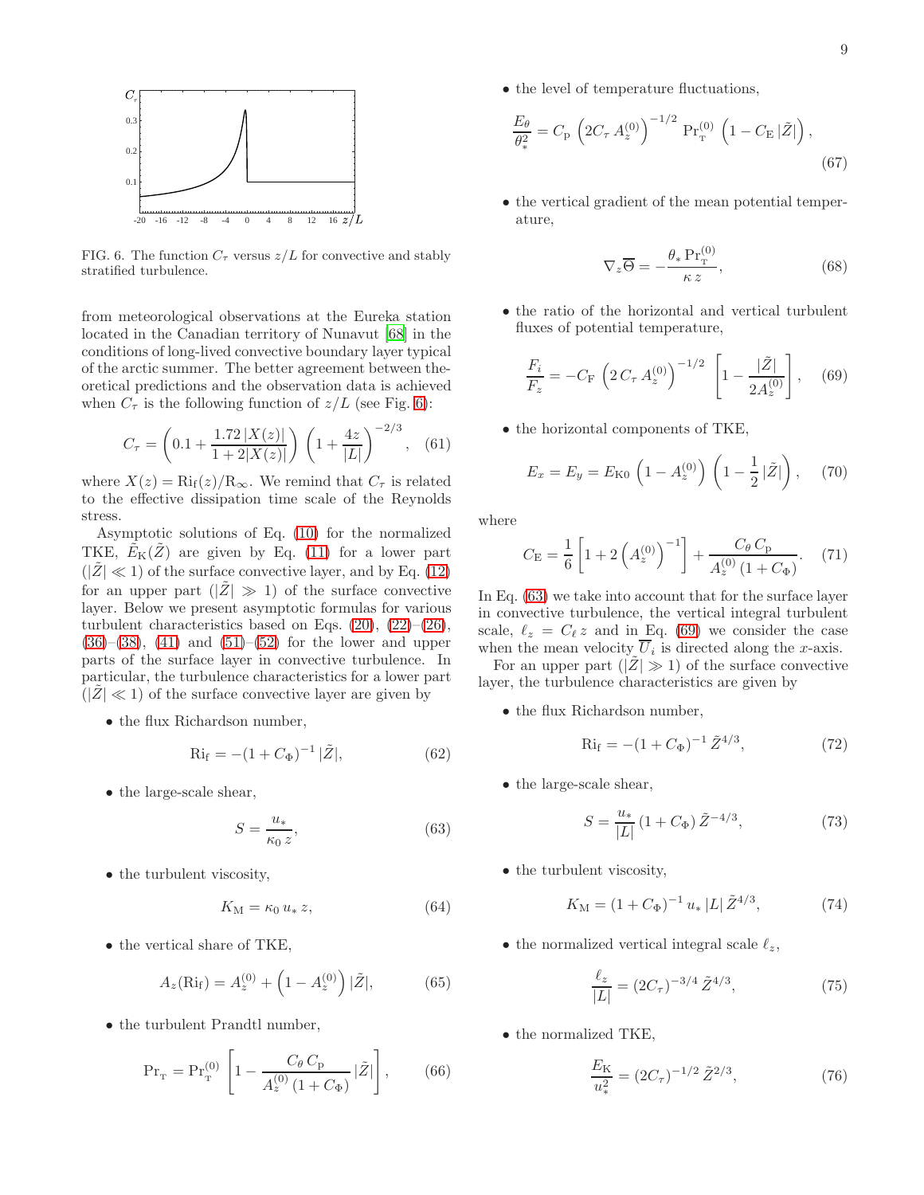$C_\tau$

0.3

0.2

0.1

-20 -16 -12 -8 -4 0 4 8 12 16 $z/L$

FIG. 6. The function $C_\tau$ versus $z/L$ for convective and stably stratified turbulence.

from meteorological observations at the Eureka station located in the Canadian territory of Nunavut [68] in the conditions of long-lived convective boundary layer typical of the arctic summer. The better agreement between theoretical predictions and the observation data is achieved when $C_\tau$ is the following function of $z/L$ (see Fig. 6):

$$C_\tau = \left(0.1 + \frac{1.72\,|X(z)|}{1+2|X(z)|}\right) \left(1 + \frac{4z}{|L|}\right)^{-2/3}, \quad (61)$$

where $X(z) = {\rm Ri_f}(z)/{\rm R}_\infty$. We remind that $C_\tau$ is related to the effective dissipation time scale of the Reynolds stress.

Asymptotic solutions of Eq. (10) for the normalized TKE, $\tilde E_{\rm K}(\tilde Z)$ are given by Eq. (11) for a lower part ($|\tilde Z| \ll 1$) of the surface convective layer, and by Eq. (12) for an upper part ($|\tilde Z| \gg 1$) of the surface convective layer. Below we present asymptotic formulas for various turbulent characteristics based on Eqs. (20), (22)–(26), (36)–(38), (41) and (51)–(52) for the lower and upper parts of the surface layer in convective turbulence. In particular, the turbulence characteristics for a lower part ($|\tilde Z| \ll 1$) of the surface convective layer are given by

- the flux Richardson number,

$${\rm Ri_f} = -(1+C_\Phi)^{-1}\,|\tilde Z|, \quad (62)$$

- the large-scale shear,

$$S = \frac{u_*}{\kappa_0\, z}, \quad (63)$$

- the turbulent viscosity,

$$K_{\rm M} = \kappa_0\, u_*\, z, \quad (64)$$

- the vertical share of TKE,

$$A_z({\rm Ri_f}) = A_z^{(0)} + \left(1 - A_z^{(0)}\right)|\tilde Z|, \quad (65)$$

- the turbulent Prandtl number,

$${\rm Pr_{_T}} = {\rm Pr}_{_T}^{(0)} \left[1 - \frac{C_\theta\, C_{\rm p}}{A_z^{(0)}\,(1+C_\Phi)}\,|\tilde Z|\right], \quad (66)$$

- the level of temperature fluctuations,

$$\frac{E_\theta}{\theta_*^2} = C_{\rm p}\, \left(2C_\tau\, A_z^{(0)}\right)^{-1/2} {\rm Pr}_{_T}^{(0)} \left(1 - C_{\rm E}\,|\tilde Z|\right), \quad (67)$$

- the vertical gradient of the mean potential temperature,

$$\nabla_z \overline{\Theta} = -\frac{\theta_*\, {\rm Pr}_{_T}^{(0)}}{\kappa\, z}, \quad (68)$$

- the ratio of the horizontal and vertical turbulent fluxes of potential temperature,

$$\frac{F_i}{F_z} = -C_{\rm F}\, \left(2\,C_\tau\, A_z^{(0)}\right)^{-1/2} \left[1 - \frac{|\tilde Z|}{2A_z^{(0)}}\right], \quad (69)$$

- the horizontal components of TKE,

$$E_x = E_y = E_{\rm K0}\, \left(1 - A_z^{(0)}\right) \left(1 - \frac{1}{2}\,|\tilde Z|\right), \quad (70)$$

where

$$C_{\rm E} = \frac{1}{6}\left[1 + 2\left(A_z^{(0)}\right)^{-1}\right] + \frac{C_\theta\, C_{\rm p}}{A_z^{(0)}\,(1+C_\Phi)}. \quad (71)$$

In Eq. (63) we take into account that for the surface layer in convective turbulence, the vertical integral turbulent scale, $\ell_z = C_\ell\, z$ and in Eq. (69) we consider the case when the mean velocity $\overline{U}_i$ is directed along the $x$-axis.

For an upper part ($|\tilde Z| \gg 1$) of the surface convective layer, the turbulence characteristics are given by

- the flux Richardson number,

$${\rm Ri_f} = -(1+C_\Phi)^{-1}\,\tilde Z^{4/3}, \quad (72)$$

- the large-scale shear,

$$S = \frac{u_*}{|L|}\,(1+C_\Phi)\,\tilde Z^{-4/3}, \quad (73)$$

- the turbulent viscosity,

$$K_{\rm M} = (1+C_\Phi)^{-1}\, u_*\,|L|\,\tilde Z^{4/3}, \quad (74)$$

- the normalized vertical integral scale $\ell_z$,

$$\frac{\ell_z}{|L|} = (2C_\tau)^{-3/4}\,\tilde Z^{4/3}, \quad (75)$$

- the normalized TKE,

$$\frac{E_{\rm K}}{u_*^2} = (2C_\tau)^{-1/2}\,\tilde Z^{2/3}, \quad (76)$$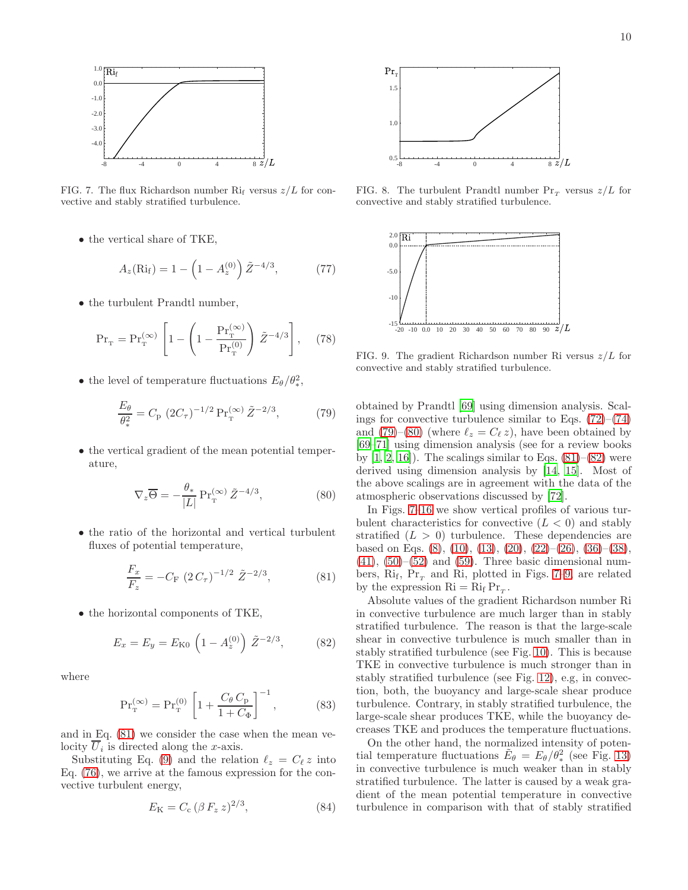Rif

1.0

0.0

-1.0

-2.0

-3.0

-4.0

-8 -4 0 4 8 $z/L$

FIG. 7. The flux Richardson number $\mathrm{Ri_f}$ versus $z/L$ for convective and stably stratified turbulence.

- the vertical share of TKE,

$$
A_z(\mathrm{Ri_f}) = 1 - \left(1 - A_z^{(0)}\right) \tilde{Z}^{-4/3}, \tag{77}
$$

- the turbulent Prandtl number,

$$
\mathrm{Pr_{_T}} = \mathrm{Pr_{_T}^{(\infty)}} \left[1 - \left(1 - \frac{\mathrm{Pr_{_T}^{(\infty)}}}{\mathrm{Pr_{_T}^{(0)}}}\right) \tilde{Z}^{-4/3}\right], \tag{78}
$$

- the level of temperature fluctuations $E_\theta/\theta_*^2$,

$$
\frac{E_\theta}{\theta_*^2} = C_{\rm p} \, (2C_\tau)^{-1/2} \, \mathrm{Pr_{_T}^{(\infty)}} \, \tilde{Z}^{-2/3}, \tag{79}
$$

- the vertical gradient of the mean potential temperature,

$$
\nabla_z \overline{\Theta} = -\frac{\theta_*}{|L|} \, \mathrm{Pr_{_T}^{(\infty)}} \, \tilde{Z}^{-4/3}, \tag{80}
$$

- the ratio of the horizontal and vertical turbulent fluxes of potential temperature,

$$
\frac{F_x}{F_z} = -C_{\rm F} \, (2\, C_\tau)^{-1/2} \, \tilde{Z}^{-2/3}, \tag{81}
$$

- the horizontal components of TKE,

$$
E_x = E_y = E_{\rm K0} \left(1 - A_z^{(0)}\right) \tilde{Z}^{-2/3}, \tag{82}
$$

where

$$
\mathrm{Pr_{_T}^{(\infty)}} = \mathrm{Pr_{_T}^{(0)}} \left[1 + \frac{C_\theta \, C_{\rm p}}{1 + C_\Phi}\right]^{-1}, \tag{83}
$$

and in Eq. (81) we consider the case when the mean velocity $\overline{U}_i$ is directed along the $x$-axis.

Substituting Eq. (9) and the relation $\ell_z = C_\ell \, z$ into Eq. (76), we arrive at the famous expression for the convective turbulent energy,

$$
E_{\rm K} = C_{\rm c} \, (\beta \, F_z \, z)^{2/3}, \tag{84}
$$

$\mathrm{Pr}_T$

1.5

1.0

0.5

-8 -4 0 4 8 $z/L$

FIG. 8. The turbulent Prandtl number $\mathrm{Pr}_T$ versus $z/L$ for convective and stably stratified turbulence.

Ri

2.0

0.0

-5.0

-10

-15

-20 -10 0.0 10 20 30 40 50 60 70 80 90 $z/L$

FIG. 9. The gradient Richardson number Ri versus $z/L$ for convective and stably stratified turbulence.

obtained by Prandtl [69] using dimension analysis. Scalings for convective turbulence similar to Eqs. (72)–(74) and (79)–(80) (where $\ell_z = C_\ell \, z$), have been obtained by [69–71] using dimension analysis (see for a review books by [1, 2, 16]). The scalings similar to Eqs. (81)–(82) were derived using dimension analysis by [14, 15]. Most of the above scalings are in agreement with the data of the atmospheric observations discussed by [72].

In Figs. 7–16 we show vertical profiles of various turbulent characteristics for convective ($L < 0$) and stably stratified ($L > 0$) turbulence. These dependencies are based on Eqs. (8), (10), (13), (20), (22)–(26), (36)–(38), (41), (50)–(52) and (59). Three basic dimensional numbers, $\mathrm{Ri_f}$, $\mathrm{Pr}_T$ and Ri, plotted in Figs. 7–9, are related by the expression $\mathrm{Ri} = \mathrm{Ri_f} \, \mathrm{Pr}_T$.

Absolute values of the gradient Richardson number Ri in convective turbulence are much larger than in stably stratified turbulence. The reason is that the large-scale shear in convective turbulence is much smaller than in stably stratified turbulence (see Fig. 10). This is because TKE in convective turbulence is much stronger than in stably stratified turbulence (see Fig. 12), e.g, in convection, both, the buoyancy and large-scale shear produce turbulence. Contrary, in stably stratified turbulence, the large-scale shear produces TKE, while the buoyancy decreases TKE and produces the temperature fluctuations.

On the other hand, the normalized intensity of potential temperature fluctuations $\tilde{E}_\theta = E_\theta/\theta_*^2$ (see Fig. 13) in convective turbulence is much weaker than in stably stratified turbulence. The latter is caused by a weak gradient of the mean potential temperature in convective turbulence in comparison with that of stably stratified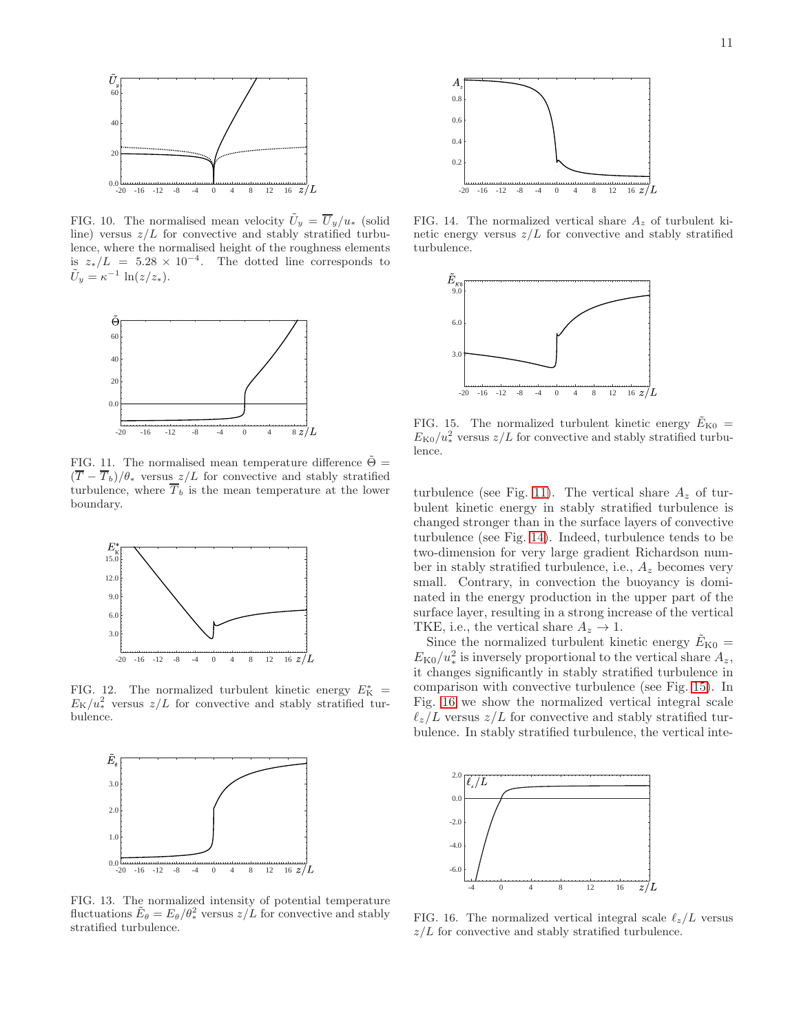$\tilde{U}_y$
60
40
20
0.0
-20 -16 -12 -8 -4 0 4 8 12 16 $z/L$

FIG. 10. The normalised mean velocity $\tilde{U}_y = \overline{U}_y/u_*$ (solid line) versus $z/L$ for convective and stably stratified turbulence, where the normalised height of the roughness elements is $z_*/L = 5.28 \times 10^{-4}$. The dotted line corresponds to $\tilde{U}_y = \kappa^{-1} \ln(z/z_*)$.

$\tilde{\Theta}$
60
40
20
0.0
-20 -16 -12 -8 -4 0 4 8 $z/L$

FIG. 11. The normalised mean temperature difference $\tilde{\Theta} = (\overline{T} - \overline{T}_b)/\theta_*$ versus $z/L$ for convective and stably stratified turbulence, where $\overline{T}_b$ is the mean temperature at the lower boundary.

$E^*_{\rm K}$
15.0
12.0
9.0
6.0
3.0
-20 -16 -12 -8 -4 0 4 8 12 16 $z/L$

FIG. 12. The normalized turbulent kinetic energy $E^*_{\rm K} = E_{\rm K}/u_*^2$ versus $z/L$ for convective and stably stratified turbulence.

$\tilde{E}_\theta$
3.0
2.0
1.0
0.0
-20 -16 -12 -8 -4 0 4 8 12 16 $z/L$

FIG. 13. The normalized intensity of potential temperature fluctuations $\tilde{E}_\theta = E_\theta/\theta_*^2$ versus $z/L$ for convective and stably stratified turbulence.

$A_z$
0.8
0.6
0.4
0.2
-20 -16 -12 -8 -4 0 4 8 12 16 $z/L$

FIG. 14. The normalized vertical share $A_z$ of turbulent kinetic energy versus $z/L$ for convective and stably stratified turbulence.

$\tilde{E}_{\rm K0}$
9.0
6.0
3.0
-20 -16 -12 -8 -4 0 4 8 12 16 $z/L$

FIG. 15. The normalized turbulent kinetic energy $\tilde{E}_{\rm K0} = E_{\rm K0}/u_*^2$ versus $z/L$ for convective and stably stratified turbulence.

turbulence (see Fig. 11). The vertical share $A_z$ of turbulent kinetic energy in stably stratified turbulence is changed stronger than in the surface layers of convective turbulence (see Fig. 14). Indeed, turbulence tends to be two-dimension for very large gradient Richardson number in stably stratified turbulence, i.e., $A_z$ becomes very small. Contrary, in convection the buoyancy is dominated in the energy production in the upper part of the surface layer, resulting in a strong increase of the vertical TKE, i.e., the vertical share $A_z \to 1$.

Since the normalized turbulent kinetic energy $\tilde{E}_{\rm K0} = E_{\rm K0}/u_*^2$ is inversely proportional to the vertical share $A_z$, it changes significantly in stably stratified turbulence in comparison with convective turbulence (see Fig. 15). In Fig. 16 we show the normalized vertical integral scale $\ell_z/L$ versus $z/L$ for convective and stably stratified turbulence. In stably stratified turbulence, the vertical inte-

2.0
$\ell_z/L$
0.0
-2.0
-4.0
-6.0
-4 0 4 8 12 16 $z/L$

FIG. 16. The normalized vertical integral scale $\ell_z/L$ versus $z/L$ for convective and stably stratified turbulence.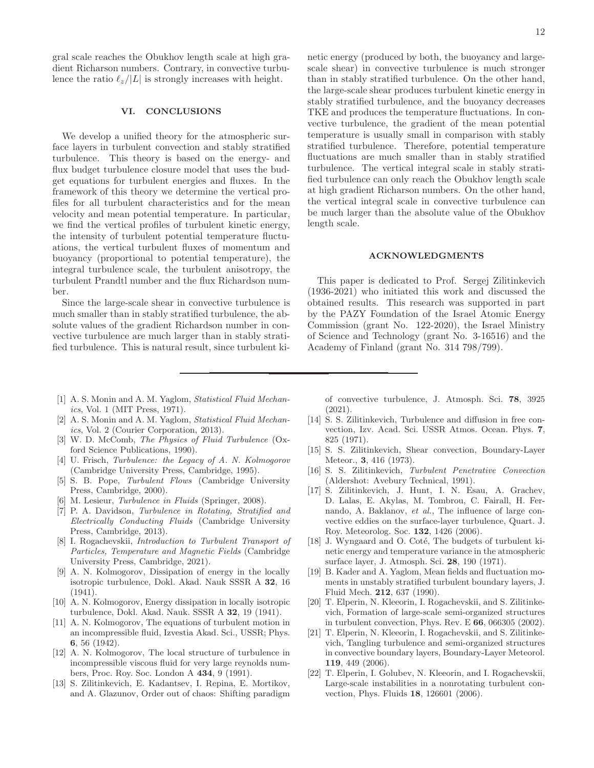gral scale reaches the Obukhov length scale at high gradient Richarson numbers. Contrary, in convective turbulence the ratio $\ell_z/|L|$ is strongly increases with height.

## VI. CONCLUSIONS

We develop a unified theory for the atmospheric surface layers in turbulent convection and stably stratified turbulence. This theory is based on the energy- and flux budget turbulence closure model that uses the budget equations for turbulent energies and fluxes. In the framework of this theory we determine the vertical profiles for all turbulent characteristics and for the mean velocity and mean potential temperature. In particular, we find the vertical profiles of turbulent kinetic energy, the intensity of turbulent potential temperature fluctuations, the vertical turbulent fluxes of momentum and buoyancy (proportional to potential temperature), the integral turbulence scale, the turbulent anisotropy, the turbulent Prandtl number and the flux Richardson number.

Since the large-scale shear in convective turbulence is much smaller than in stably stratified turbulence, the absolute values of the gradient Richardson number in convective turbulence are much larger than in stably stratified turbulence. This is natural result, since turbulent kinetic energy (produced by both, the buoyancy and large-scale shear) in convective turbulence is much stronger than in stably stratified turbulence. On the other hand, the large-scale shear produces turbulent kinetic energy in stably stratified turbulence, and the buoyancy decreases TKE and produces the temperature fluctuations. In convective turbulence, the gradient of the mean potential temperature is usually small in comparison with stably stratified turbulence. Therefore, potential temperature fluctuations are much smaller than in stably stratified turbulence. The vertical integral scale in stably stratified turbulence can only reach the Obukhov length scale at high gradient Richarson numbers. On the other hand, the vertical integral scale in convective turbulence can be much larger than the absolute value of the Obukhov length scale.

## ACKNOWLEDGMENTS

This paper is dedicated to Prof. Sergej Zilitinkevich (1936-2021) who initiated this work and discussed the obtained results. This research was supported in part by the PAZY Foundation of the Israel Atomic Energy Commission (grant No. 122-2020), the Israel Ministry of Science and Technology (grant No. 3-16516) and the Academy of Finland (grant No. 314 798/799).

---

[1] A. S. Monin and A. M. Yaglom, *Statistical Fluid Mechanics*, Vol. 1 (MIT Press, 1971).

[2] A. S. Monin and A. M. Yaglom, *Statistical Fluid Mechanics*, Vol. 2 (Courier Corporation, 2013).

[3] W. D. McComb, *The Physics of Fluid Turbulence* (Oxford Science Publications, 1990).

[4] U. Frisch, *Turbulence: the Legacy of A. N. Kolmogorov* (Cambridge University Press, Cambridge, 1995).

[5] S. B. Pope, *Turbulent Flows* (Cambridge University Press, Cambridge, 2000).

[6] M. Lesieur, *Turbulence in Fluids* (Springer, 2008).

[7] P. A. Davidson, *Turbulence in Rotating, Stratified and Electrically Conducting Fluids* (Cambridge University Press, Cambridge, 2013).

[8] I. Rogachevskii, *Introduction to Turbulent Transport of Particles, Temperature and Magnetic Fields* (Cambridge University Press, Cambridge, 2021).

[9] A. N. Kolmogorov, Dissipation of energy in the locally isotropic turbulence, Dokl. Akad. Nauk SSSR A **32**, 16 (1941).

[10] A. N. Kolmogorov, Energy dissipation in locally isotropic turbulence, Dokl. Akad. Nauk. SSSR A **32**, 19 (1941).

[11] A. N. Kolmogorov, The equations of turbulent motion in an incompressible fluid, Izvestia Akad. Sci., USSR; Phys. **6**, 56 (1942).

[12] A. N. Kolmogorov, The local structure of turbulence in incompressible viscous fluid for very large reynolds numbers, Proc. Roy. Soc. London A **434**, 9 (1991).

[13] S. Zilitinkevich, E. Kadantsev, I. Repina, E. Mortikov, and A. Glazunov, Order out of chaos: Shifting paradigm of convective turbulence, J. Atmosph. Sci. **78**, 3925 (2021).

[14] S. S. Zilitinkevich, Turbulence and diffusion in free convection, Izv. Acad. Sci. USSR Atmos. Ocean. Phys. **7**, 825 (1971).

[15] S. S. Zilitinkevich, Shear convection, Boundary-Layer Meteor., **3**, 416 (1973).

[16] S. S. Zilitinkevich, *Turbulent Penetrative Convection* (Aldershot: Avebury Technical, 1991).

[17] S. Zilitinkevich, J. Hunt, I. N. Esau, A. Grachev, D. Lalas, E. Akylas, M. Tombrou, C. Fairall, H. Fernando, A. Baklanov, *et al.*, The influence of large convective eddies on the surface-layer turbulence, Quart. J. Roy. Meteorolog. Soc. **132**, 1426 (2006).

[18] J. Wyngaard and O. Coté, The budgets of turbulent kinetic energy and temperature variance in the atmospheric surface layer, J. Atmosph. Sci. **28**, 190 (1971).

[19] B. Kader and A. Yaglom, Mean fields and fluctuation moments in unstably stratified turbulent boundary layers, J. Fluid Mech. **212**, 637 (1990).

[20] T. Elperin, N. Kleeorin, I. Rogachevskii, and S. Zilitinkevich, Formation of large-scale semi-organized structures in turbulent convection, Phys. Rev. E **66**, 066305 (2002).

[21] T. Elperin, N. Kleeorin, I. Rogachevskii, and S. Zilitinkevich, Tangling turbulence and semi-organized structures in convective boundary layers, Boundary-Layer Meteorol. **119**, 449 (2006).

[22] T. Elperin, I. Golubev, N. Kleeorin, and I. Rogachevskii, Large-scale instabilities in a nonrotating turbulent convection, Phys. Fluids **18**, 126601 (2006).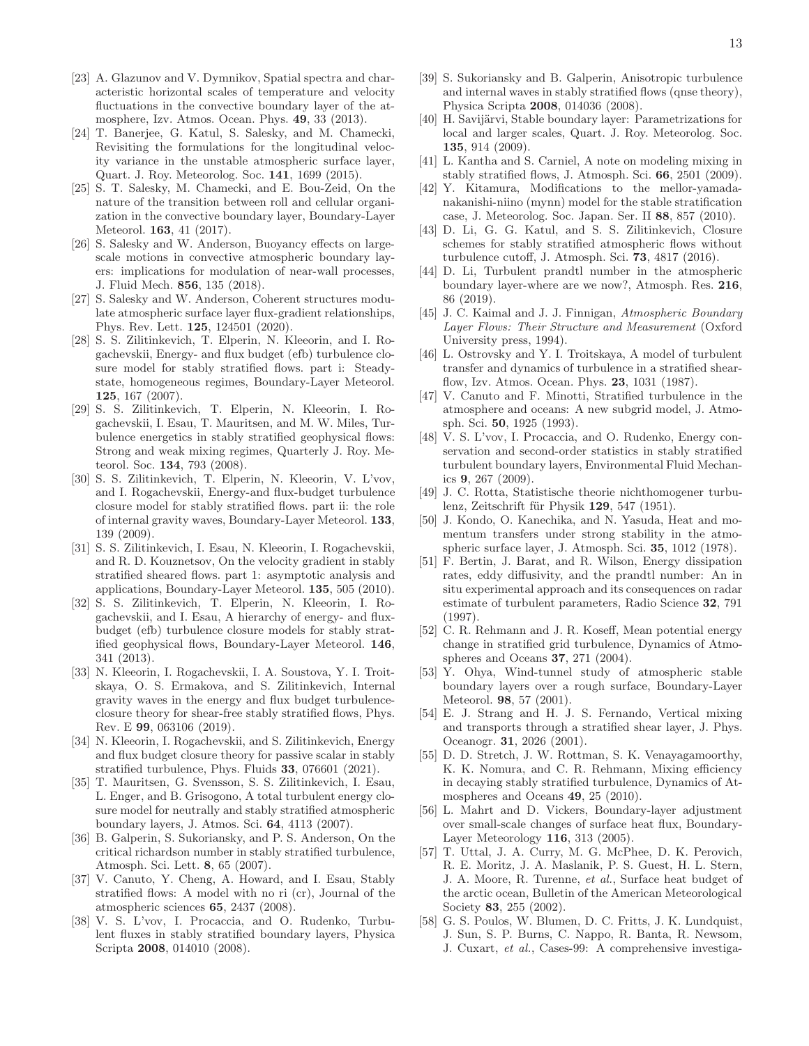[23] A. Glazunov and V. Dymnikov, Spatial spectra and characteristic horizontal scales of temperature and velocity fluctuations in the convective boundary layer of the atmosphere, Izv. Atmos. Ocean. Phys. **49**, 33 (2013).

[24] T. Banerjee, G. Katul, S. Salesky, and M. Chamecki, Revisiting the formulations for the longitudinal velocity variance in the unstable atmospheric surface layer, Quart. J. Roy. Meteorolog. Soc. **141**, 1699 (2015).

[25] S. T. Salesky, M. Chamecki, and E. Bou-Zeid, On the nature of the transition between roll and cellular organization in the convective boundary layer, Boundary-Layer Meteorol. **163**, 41 (2017).

[26] S. Salesky and W. Anderson, Buoyancy effects on large-scale motions in convective atmospheric boundary layers: implications for modulation of near-wall processes, J. Fluid Mech. **856**, 135 (2018).

[27] S. Salesky and W. Anderson, Coherent structures modulate atmospheric surface layer flux-gradient relationships, Phys. Rev. Lett. **125**, 124501 (2020).

[28] S. S. Zilitinkevich, T. Elperin, N. Kleeorin, and I. Rogachevskii, Energy- and flux budget (efb) turbulence closure model for stably stratified flows. part i: Steady-state, homogeneous regimes, Boundary-Layer Meteorol. **125**, 167 (2007).

[29] S. S. Zilitinkevich, T. Elperin, N. Kleeorin, I. Rogachevskii, I. Esau, T. Mauritsen, and M. W. Miles, Turbulence energetics in stably stratified geophysical flows: Strong and weak mixing regimes, Quarterly J. Roy. Meteorol. Soc. **134**, 793 (2008).

[30] S. S. Zilitinkevich, T. Elperin, N. Kleeorin, V. L'vov, and I. Rogachevskii, Energy-and flux-budget turbulence closure model for stably stratified flows. part ii: the role of internal gravity waves, Boundary-Layer Meteorol. **133**, 139 (2009).

[31] S. S. Zilitinkevich, I. Esau, N. Kleeorin, I. Rogachevskii, and R. D. Kouznetsov, On the velocity gradient in stably stratified sheared flows. part 1: asymptotic analysis and applications, Boundary-Layer Meteorol. **135**, 505 (2010).

[32] S. S. Zilitinkevich, T. Elperin, N. Kleeorin, I. Rogachevskii, and I. Esau, A hierarchy of energy- and flux-budget (efb) turbulence closure models for stably stratified geophysical flows, Boundary-Layer Meteorol. **146**, 341 (2013).

[33] N. Kleeorin, I. Rogachevskii, I. A. Soustova, Y. I. Troitskaya, O. S. Ermakova, and S. Zilitinkevich, Internal gravity waves in the energy and flux budget turbulence-closure theory for shear-free stably stratified flows, Phys. Rev. E **99**, 063106 (2019).

[34] N. Kleeorin, I. Rogachevskii, and S. Zilitinkevich, Energy and flux budget closure theory for passive scalar in stably stratified turbulence, Phys. Fluids **33**, 076601 (2021).

[35] T. Mauritsen, G. Svensson, S. S. Zilitinkevich, I. Esau, L. Enger, and B. Grisogono, A total turbulent energy closure model for neutrally and stably stratified atmospheric boundary layers, J. Atmos. Sci. **64**, 4113 (2007).

[36] B. Galperin, S. Sukoriansky, and P. S. Anderson, On the critical richardson number in stably stratified turbulence, Atmosph. Sci. Lett. **8**, 65 (2007).

[37] V. Canuto, Y. Cheng, A. Howard, and I. Esau, Stably stratified flows: A model with no ri (cr), Journal of the atmospheric sciences **65**, 2437 (2008).

[38] V. S. L'vov, I. Procaccia, and O. Rudenko, Turbulent fluxes in stably stratified boundary layers, Physica Scripta **2008**, 014010 (2008).

[39] S. Sukoriansky and B. Galperin, Anisotropic turbulence and internal waves in stably stratified flows (qnse theory), Physica Scripta **2008**, 014036 (2008).

[40] H. Savijärvi, Stable boundary layer: Parametrizations for local and larger scales, Quart. J. Roy. Meteorolog. Soc. **135**, 914 (2009).

[41] L. Kantha and S. Carniel, A note on modeling mixing in stably stratified flows, J. Atmosph. Sci. **66**, 2501 (2009).

[42] Y. Kitamura, Modifications to the mellor-yamada-nakanishi-niino (mynn) model for the stable stratification case, J. Meteorolog. Soc. Japan. Ser. II **88**, 857 (2010).

[43] D. Li, G. G. Katul, and S. S. Zilitinkevich, Closure schemes for stably stratified atmospheric flows without turbulence cutoff, J. Atmosph. Sci. **73**, 4817 (2016).

[44] D. Li, Turbulent prandtl number in the atmospheric boundary layer-where are we now?, Atmosph. Res. **216**, 86 (2019).

[45] J. C. Kaimal and J. J. Finnigan, *Atmospheric Boundary Layer Flows: Their Structure and Measurement* (Oxford University press, 1994).

[46] L. Ostrovsky and Y. I. Troitskaya, A model of turbulent transfer and dynamics of turbulence in a stratified shear-flow, Izv. Atmos. Ocean. Phys. **23**, 1031 (1987).

[47] V. Canuto and F. Minotti, Stratified turbulence in the atmosphere and oceans: A new subgrid model, J. Atmosph. Sci. **50**, 1925 (1993).

[48] V. S. L'vov, I. Procaccia, and O. Rudenko, Energy conservation and second-order statistics in stably stratified turbulent boundary layers, Environmental Fluid Mechanics **9**, 267 (2009).

[49] J. C. Rotta, Statistische theorie nichthomogener turbulenz, Zeitschrift für Physik **129**, 547 (1951).

[50] J. Kondo, O. Kanechika, and N. Yasuda, Heat and momentum transfers under strong stability in the atmospheric surface layer, J. Atmosph. Sci. **35**, 1012 (1978).

[51] F. Bertin, J. Barat, and R. Wilson, Energy dissipation rates, eddy diffusivity, and the prandtl number: An in situ experimental approach and its consequences on radar estimate of turbulent parameters, Radio Science **32**, 791 (1997).

[52] C. R. Rehmann and J. R. Koseff, Mean potential energy change in stratified grid turbulence, Dynamics of Atmospheres and Oceans **37**, 271 (2004).

[53] Y. Ohya, Wind-tunnel study of atmospheric stable boundary layers over a rough surface, Boundary-Layer Meteorol. **98**, 57 (2001).

[54] E. J. Strang and H. J. S. Fernando, Vertical mixing and transports through a stratified shear layer, J. Phys. Oceanogr. **31**, 2026 (2001).

[55] D. D. Stretch, J. W. Rottman, S. K. Venayagamoorthy, K. K. Nomura, and C. R. Rehmann, Mixing efficiency in decaying stably stratified turbulence, Dynamics of Atmospheres and Oceans **49**, 25 (2010).

[56] L. Mahrt and D. Vickers, Boundary-layer adjustment over small-scale changes of surface heat flux, Boundary-Layer Meteorology **116**, 313 (2005).

[57] T. Uttal, J. A. Curry, M. G. McPhee, D. K. Perovich, R. E. Moritz, J. A. Maslanik, P. S. Guest, H. L. Stern, J. A. Moore, R. Turenne, *et al.*, Surface heat budget of the arctic ocean, Bulletin of the American Meteorological Society **83**, 255 (2002).

[58] G. S. Poulos, W. Blumen, D. C. Fritts, J. K. Lundquist, J. Sun, S. P. Burns, C. Nappo, R. Banta, R. Newsom, J. Cuxart, *et al.*, Cases-99: A comprehensive investiga-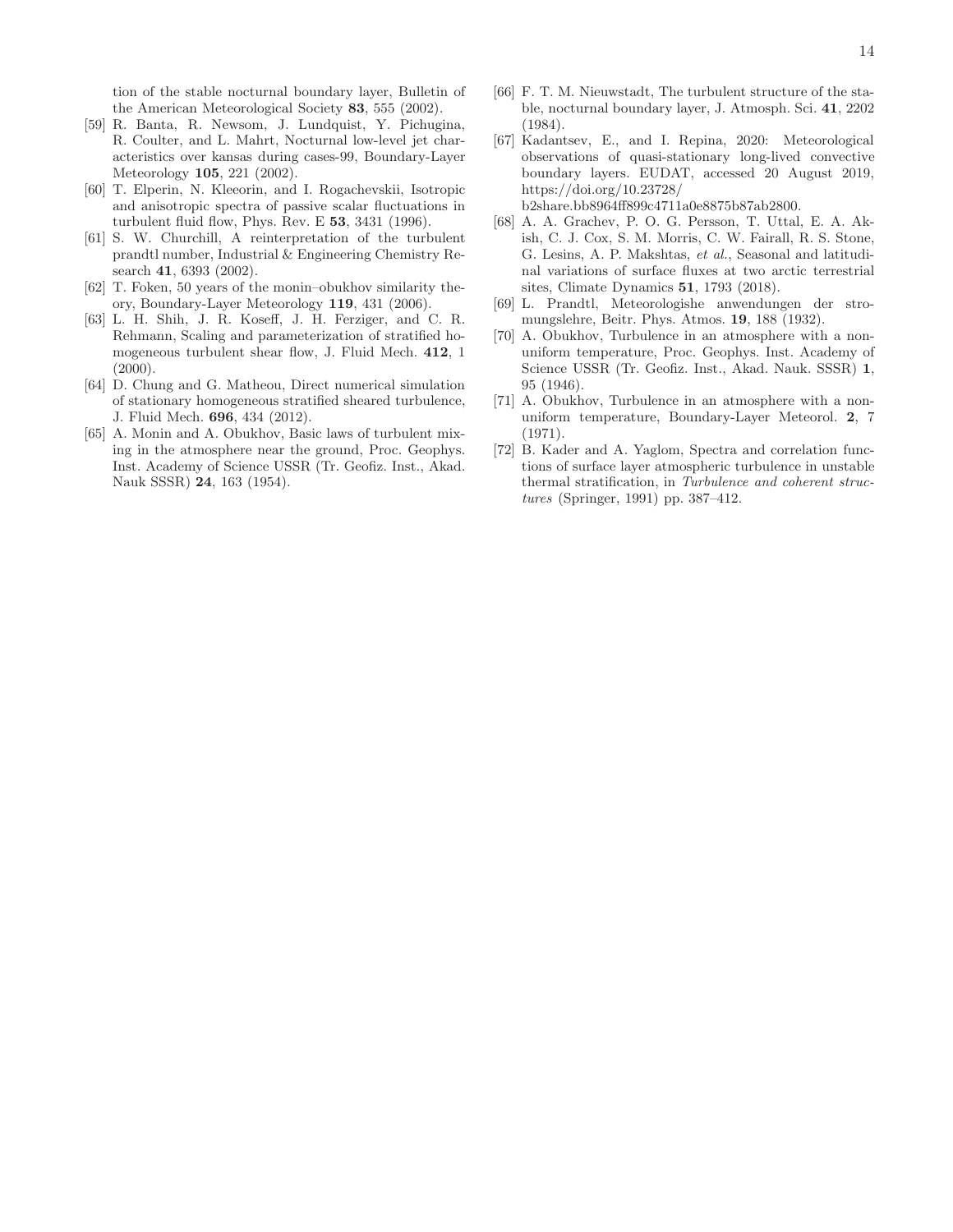tion of the stable nocturnal boundary layer, Bulletin of the American Meteorological Society **83**, 555 (2002).

[59] R. Banta, R. Newsom, J. Lundquist, Y. Pichugina, R. Coulter, and L. Mahrt, Nocturnal low-level jet characteristics over kansas during cases-99, Boundary-Layer Meteorology **105**, 221 (2002).

[60] T. Elperin, N. Kleeorin, and I. Rogachevskii, Isotropic and anisotropic spectra of passive scalar fluctuations in turbulent fluid flow, Phys. Rev. E **53**, 3431 (1996).

[61] S. W. Churchill, A reinterpretation of the turbulent prandtl number, Industrial & Engineering Chemistry Research **41**, 6393 (2002).

[62] T. Foken, 50 years of the monin–obukhov similarity theory, Boundary-Layer Meteorology **119**, 431 (2006).

[63] L. H. Shih, J. R. Koseff, J. H. Ferziger, and C. R. Rehmann, Scaling and parameterization of stratified homogeneous turbulent shear flow, J. Fluid Mech. **412**, 1 (2000).

[64] D. Chung and G. Matheou, Direct numerical simulation of stationary homogeneous stratified sheared turbulence, J. Fluid Mech. **696**, 434 (2012).

[65] A. Monin and A. Obukhov, Basic laws of turbulent mixing in the atmosphere near the ground, Proc. Geophys. Inst. Academy of Science USSR (Tr. Geofiz. Inst., Akad. Nauk SSSR) **24**, 163 (1954).

[66] F. T. M. Nieuwstadt, The turbulent structure of the stable, nocturnal boundary layer, J. Atmosph. Sci. **41**, 2202 (1984).

[67] Kadantsev, E., and I. Repina, 2020: Meteorological observations of quasi-stationary long-lived convective boundary layers. EUDAT, accessed 20 August 2019, https://doi.org/10.23728/b2share.bb8964ff899c4711a0e8875b87ab2800.

[68] A. A. Grachev, P. O. G. Persson, T. Uttal, E. A. Akish, C. J. Cox, S. M. Morris, C. W. Fairall, R. S. Stone, G. Lesins, A. P. Makshtas, *et al.*, Seasonal and latitudinal variations of surface fluxes at two arctic terrestrial sites, Climate Dynamics **51**, 1793 (2018).

[69] L. Prandtl, Meteorologishe anwendungen der stromungslehre, Beitr. Phys. Atmos. **19**, 188 (1932).

[70] A. Obukhov, Turbulence in an atmosphere with a non-uniform temperature, Proc. Geophys. Inst. Academy of Science USSR (Tr. Geofiz. Inst., Akad. Nauk. SSSR) **1**, 95 (1946).

[71] A. Obukhov, Turbulence in an atmosphere with a non-uniform temperature, Boundary-Layer Meteorol. **2**, 7 (1971).

[72] B. Kader and A. Yaglom, Spectra and correlation functions of surface layer atmospheric turbulence in unstable thermal stratification, in *Turbulence and coherent structures* (Springer, 1991) pp. 387–412.